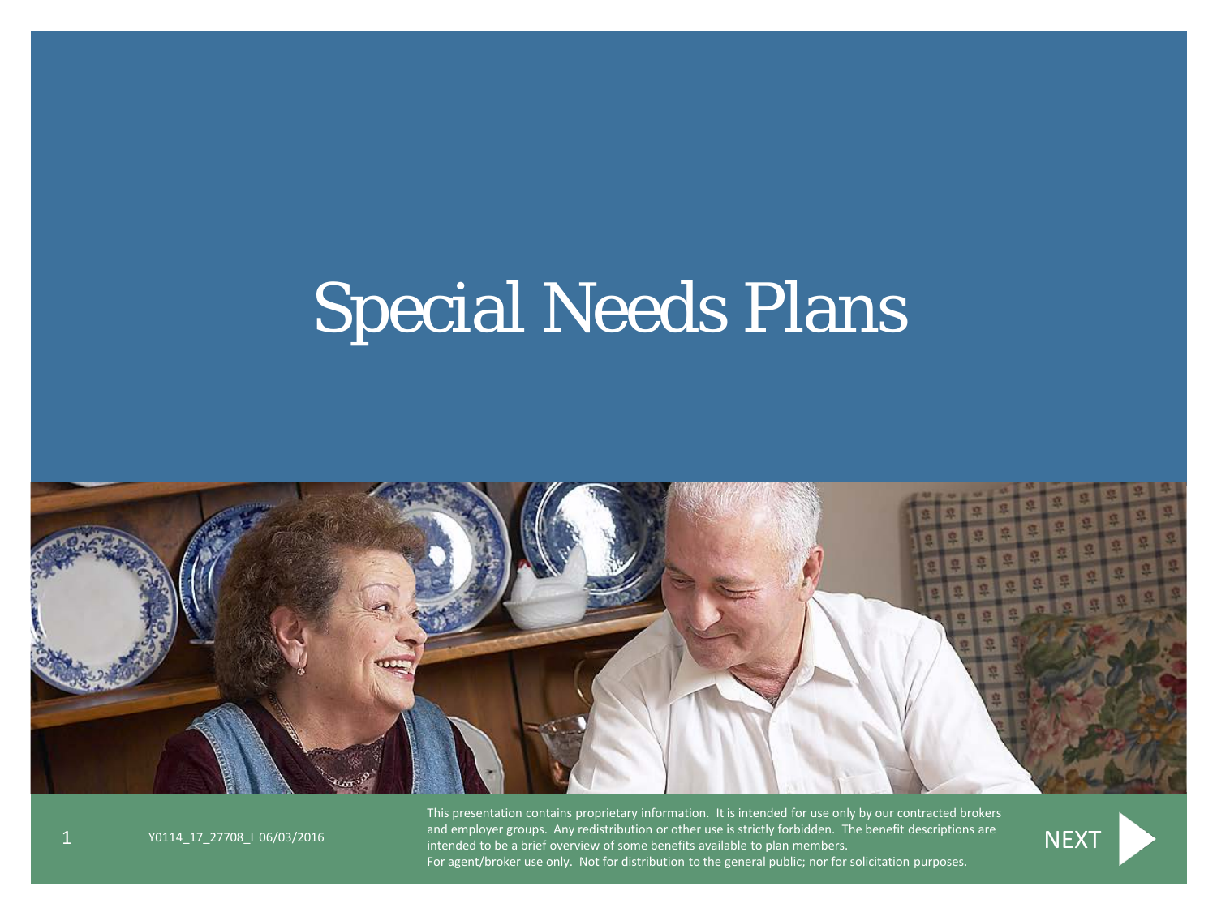# Special Needs Plans

Y0114_17_27708_I 06/03/2016

This presentation contains proprietary information. It is intended for use only by our contracted brokers and employer groups. Any redistribution or other use is strictly forbidden. The benefit descriptions are intended to be a brief overview of some benefits available to plan members.
For agent/broker use only. Not for distribution to the general public; nor for solicitation purposes.

NEXT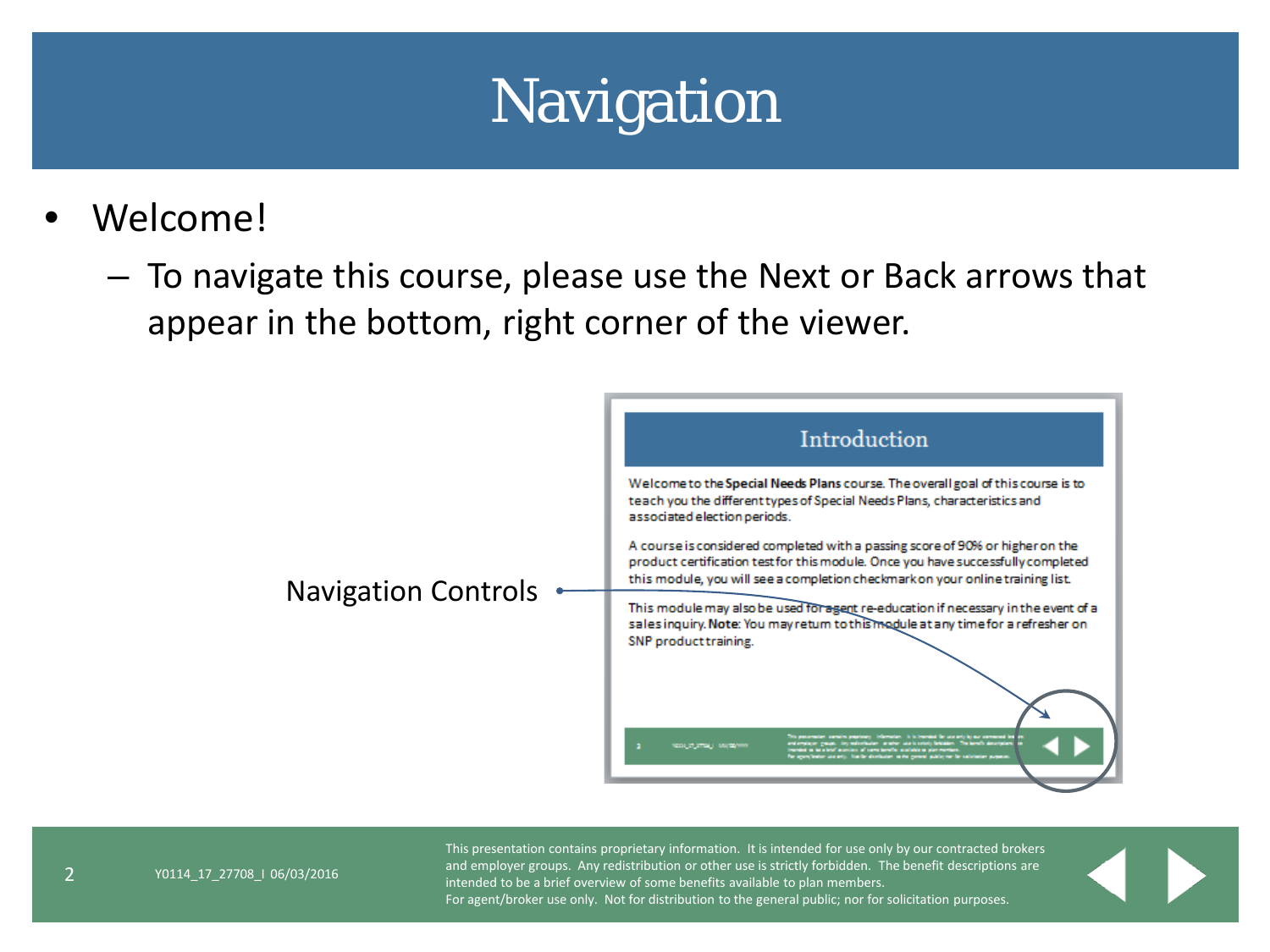# Navigation

- Welcome!
  - To navigate this course, please use the Next or Back arrows that appear in the bottom, right corner of the viewer.

Navigation Controls

## Introduction

Welcome to the **Special Needs Plans** course. The overall goal of this course is to teach you the different types of Special Needs Plans, characteristics and associated election periods.

A course is considered completed with a passing score of 90% or higher on the product certification test for this module. Once you have successfully completed this module, you will see a completion checkmark on your online training list.

This module may also be used for agent re-education if necessary in the event of a sales inquiry. **Note**: You may return to this module at any time for a refresher on SNP product training.

Y0114_17_27708_I 06/03/2016

This presentation contains proprietary information. It is intended for use only by our contracted brokers and employer groups. Any redistribution or other use is strictly forbidden. The benefit descriptions are intended to be a brief overview of some benefits available to plan members.
For agent/broker use only. Not for distribution to the general public; nor for solicitation purposes.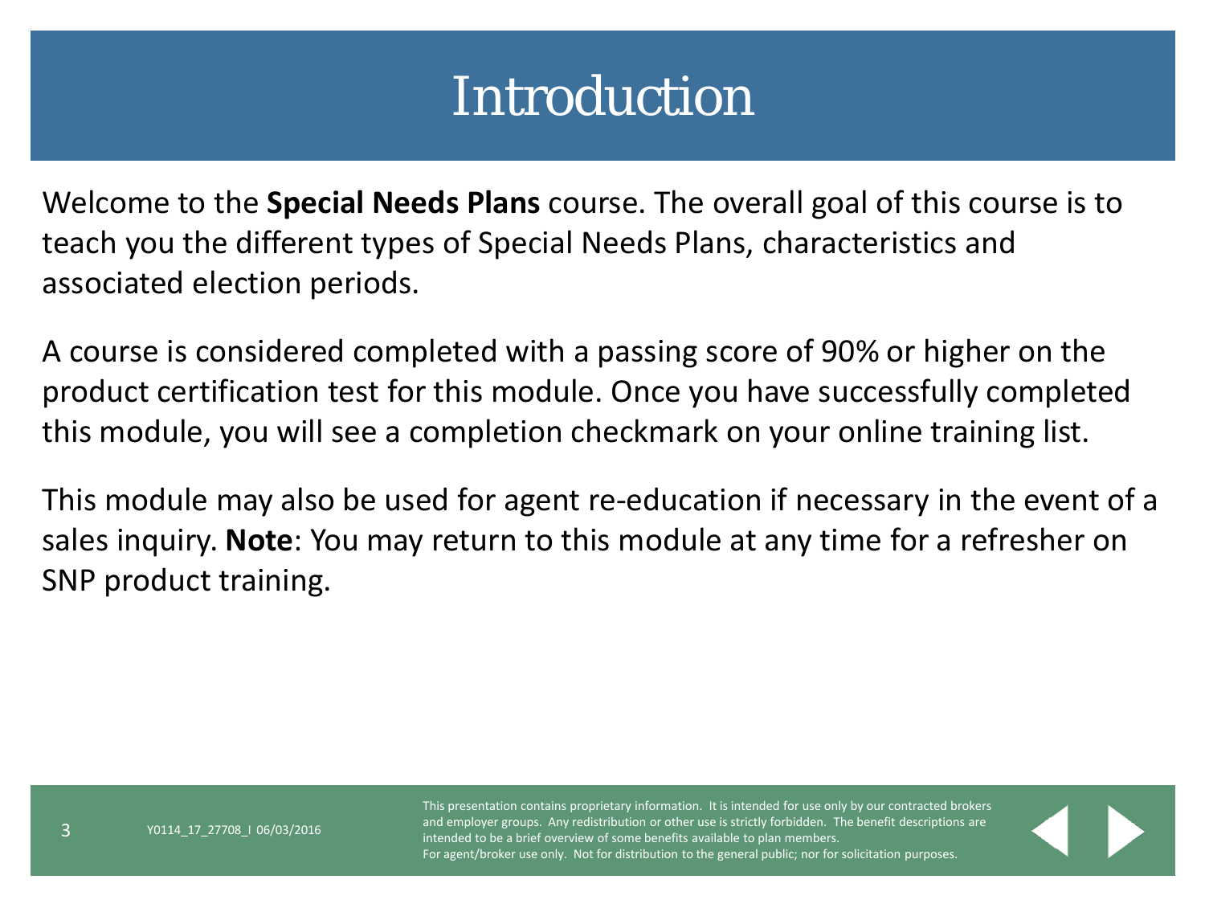# Introduction

Welcome to the **Special Needs Plans** course. The overall goal of this course is to teach you the different types of Special Needs Plans, characteristics and associated election periods.

A course is considered completed with a passing score of 90% or higher on the product certification test for this module. Once you have successfully completed this module, you will see a completion checkmark on your online training list.

This module may also be used for agent re-education if necessary in the event of a sales inquiry. **Note**: You may return to this module at any time for a refresher on SNP product training.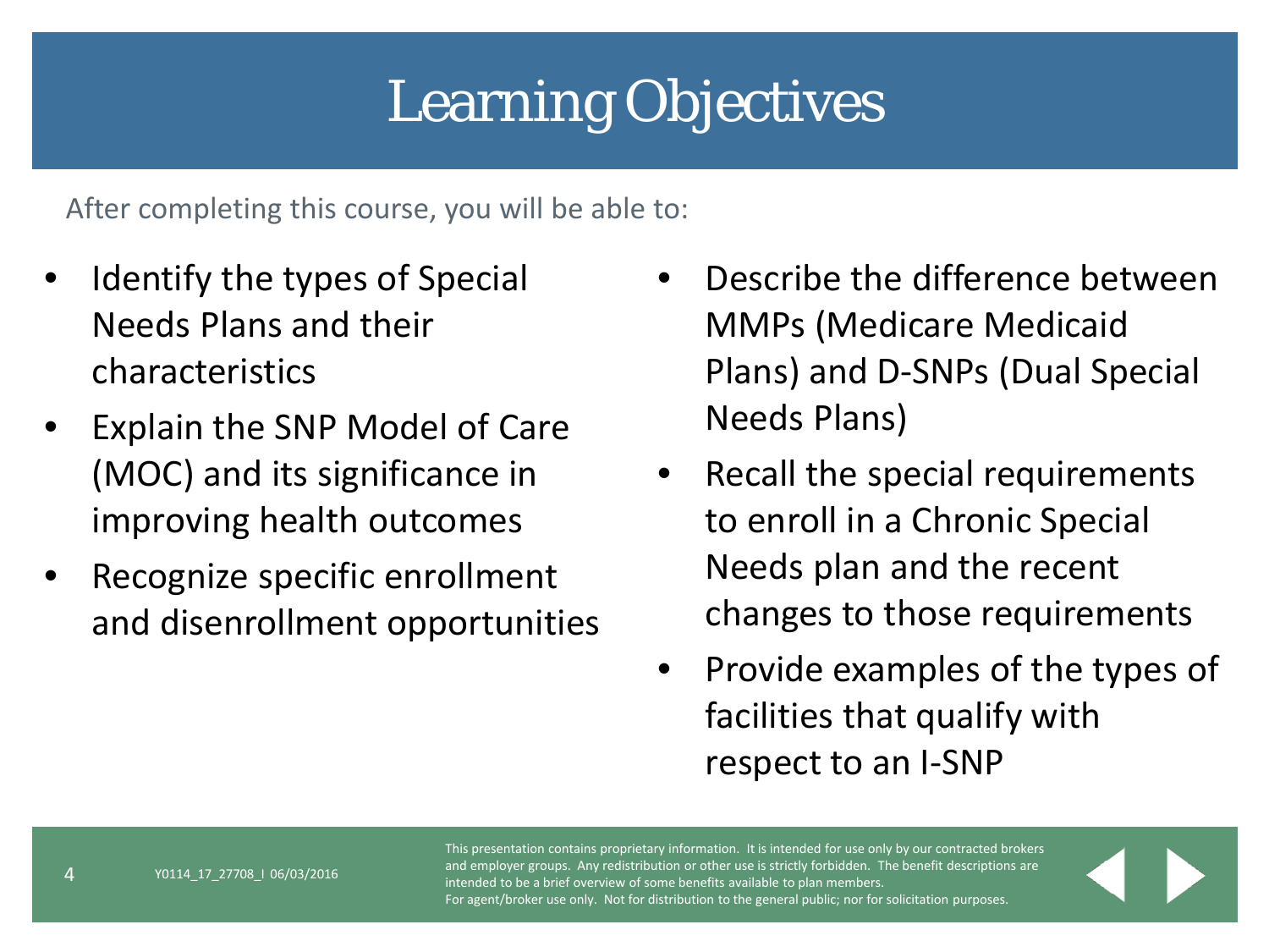# Learning Objectives

After completing this course, you will be able to:

- Identify the types of Special Needs Plans and their characteristics
- Explain the SNP Model of Care (MOC) and its significance in improving health outcomes
- Recognize specific enrollment and disenrollment opportunities
- Describe the difference between MMPs (Medicare Medicaid Plans) and D-SNPs (Dual Special Needs Plans)
- Recall the special requirements to enroll in a Chronic Special Needs plan and the recent changes to those requirements
- Provide examples of the types of facilities that qualify with respect to an I-SNP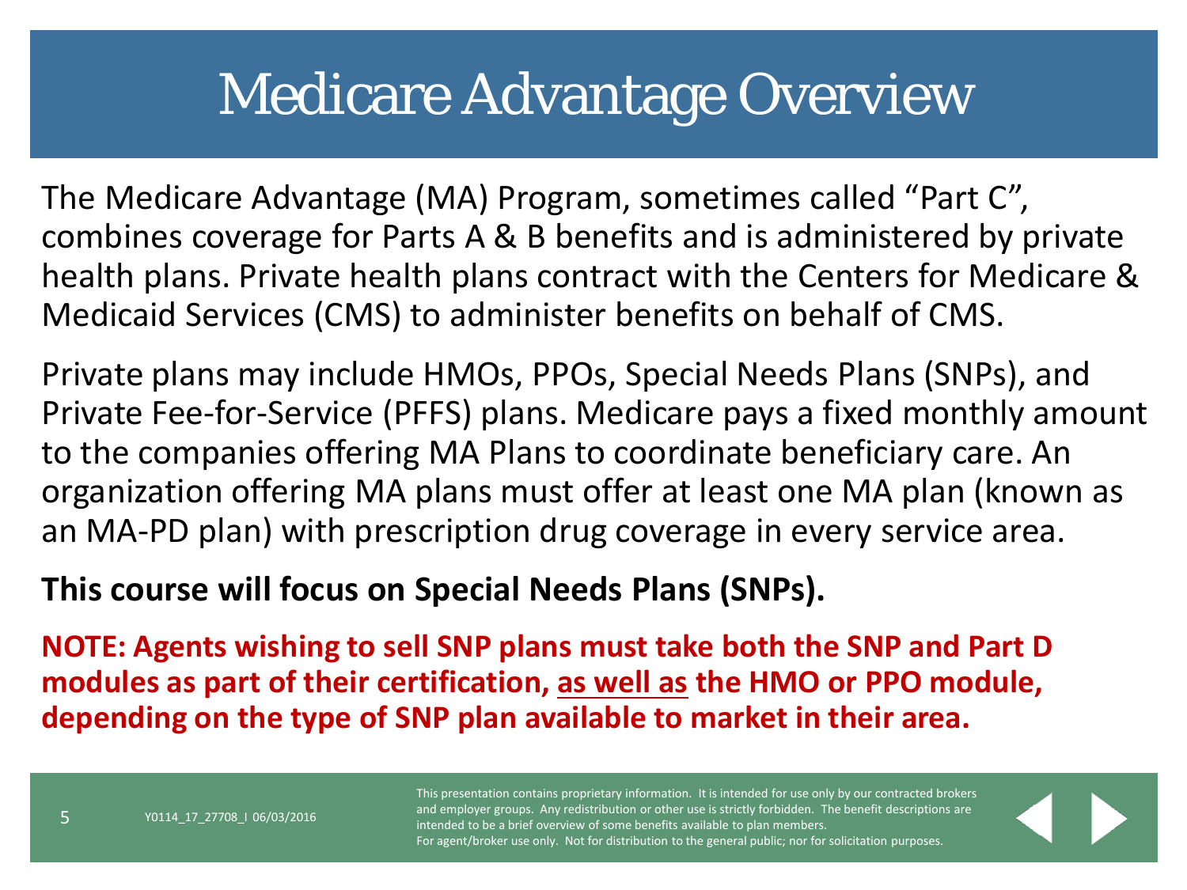# Medicare Advantage Overview

The Medicare Advantage (MA) Program, sometimes called "Part C", combines coverage for Parts A & B benefits and is administered by private health plans. Private health plans contract with the Centers for Medicare & Medicaid Services (CMS) to administer benefits on behalf of CMS.

Private plans may include HMOs, PPOs, Special Needs Plans (SNPs), and Private Fee-for-Service (PFFS) plans. Medicare pays a fixed monthly amount to the companies offering MA Plans to coordinate beneficiary care. An organization offering MA plans must offer at least one MA plan (known as an MA-PD plan) with prescription drug coverage in every service area.

**This course will focus on Special Needs Plans (SNPs).**

**NOTE: Agents wishing to sell SNP plans must take both the SNP and Part D modules as part of their certification, <u>as well as</u> the HMO or PPO module, depending on the type of SNP plan available to market in their area.**

Y0114_17_27708_I 06/03/2016

This presentation contains proprietary information. It is intended for use only by our contracted brokers and employer groups. Any redistribution or other use is strictly forbidden. The benefit descriptions are intended to be a brief overview of some benefits available to plan members.
For agent/broker use only. Not for distribution to the general public; nor for solicitation purposes.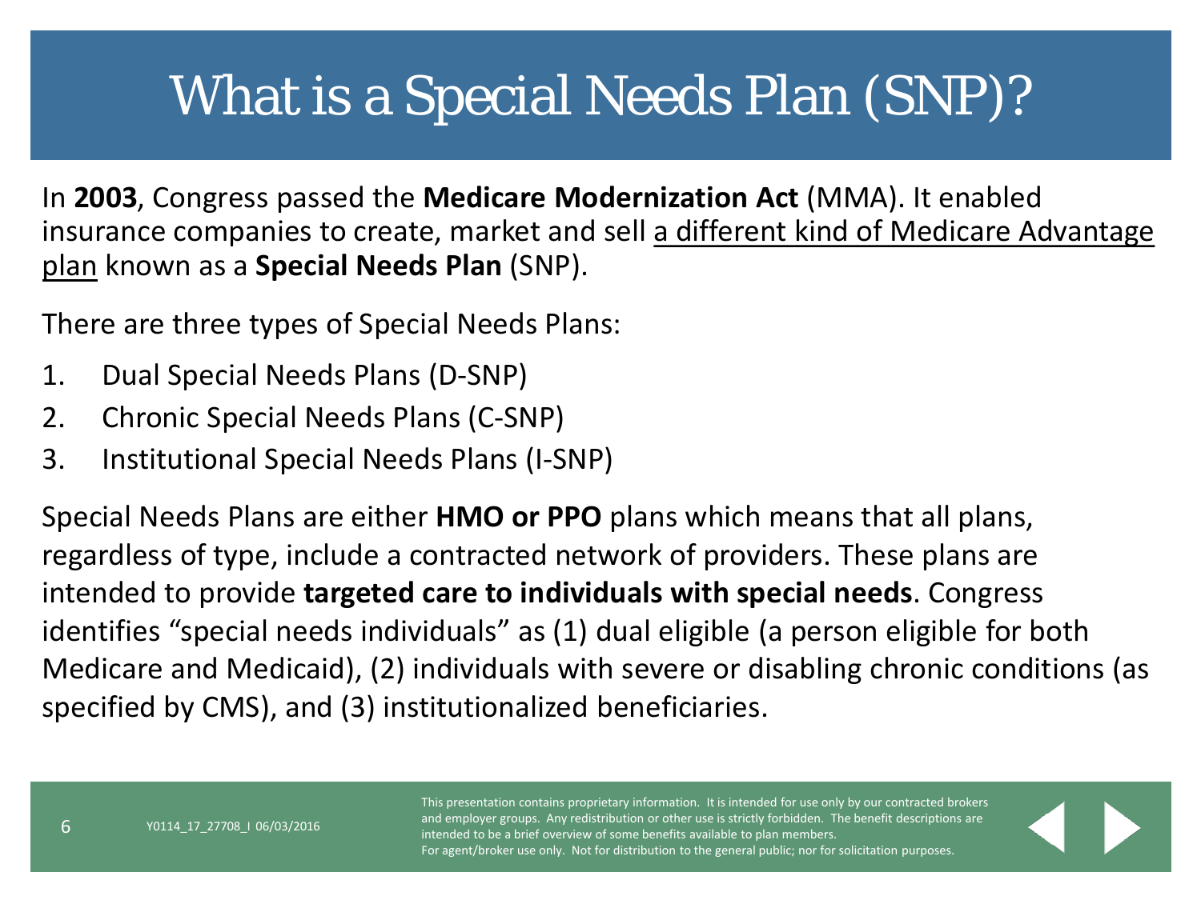# What is a Special Needs Plan (SNP)?

In **2003**, Congress passed the **Medicare Modernization Act** (MMA). It enabled insurance companies to create, market and sell <u>a different kind of Medicare Advantage plan</u> known as a **Special Needs Plan** (SNP).

There are three types of Special Needs Plans:

1. Dual Special Needs Plans (D-SNP)
2. Chronic Special Needs Plans (C-SNP)
3. Institutional Special Needs Plans (I-SNP)

Special Needs Plans are either **HMO or PPO** plans which means that all plans, regardless of type, include a contracted network of providers. These plans are intended to provide **targeted care to individuals with special needs**. Congress identifies "special needs individuals" as (1) dual eligible (a person eligible for both Medicare and Medicaid), (2) individuals with severe or disabling chronic conditions (as specified by CMS), and (3) institutionalized beneficiaries.

Y0114_17_27708_I 06/03/2016

This presentation contains proprietary information. It is intended for use only by our contracted brokers and employer groups. Any redistribution or other use is strictly forbidden. The benefit descriptions are intended to be a brief overview of some benefits available to plan members.
For agent/broker use only. Not for distribution to the general public; nor for solicitation purposes.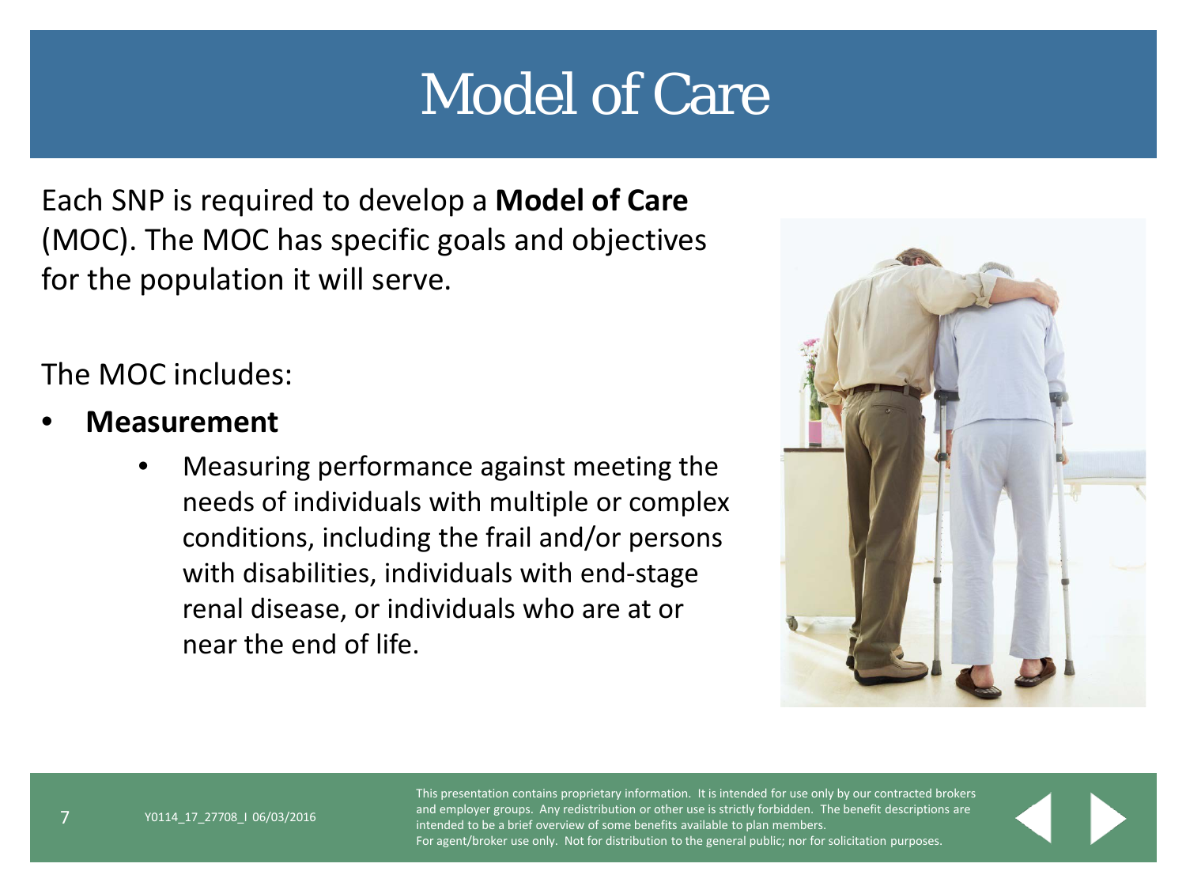# Model of Care

Each SNP is required to develop a **Model of Care** (MOC). The MOC has specific goals and objectives for the population it will serve.

The MOC includes:

- **Measurement**
  - Measuring performance against meeting the needs of individuals with multiple or complex conditions, including the frail and/or persons with disabilities, individuals with end-stage renal disease, or individuals who are at or near the end of life.

Y0114_17_27708_I 06/03/2016

This presentation contains proprietary information. It is intended for use only by our contracted brokers and employer groups. Any redistribution or other use is strictly forbidden. The benefit descriptions are intended to be a brief overview of some benefits available to plan members.
For agent/broker use only. Not for distribution to the general public; nor for solicitation purposes.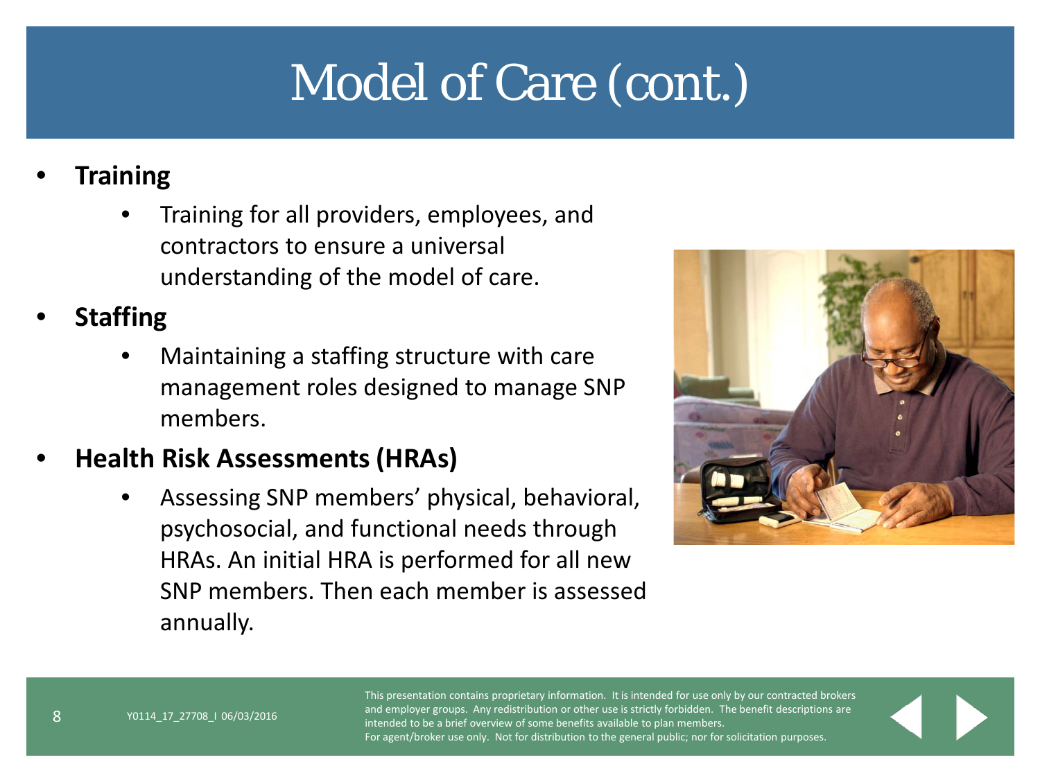# Model of Care (cont.)

- **Training**
  - Training for all providers, employees, and contractors to ensure a universal understanding of the model of care.
- **Staffing**
  - Maintaining a staffing structure with care management roles designed to manage SNP members.
- **Health Risk Assessments (HRAs)**
  - Assessing SNP members' physical, behavioral, psychosocial, and functional needs through HRAs. An initial HRA is performed for all new SNP members. Then each member is assessed annually.

Y0114_17_27708_I 06/03/2016

This presentation contains proprietary information. It is intended for use only by our contracted brokers and employer groups. Any redistribution or other use is strictly forbidden. The benefit descriptions are intended to be a brief overview of some benefits available to plan members.
For agent/broker use only. Not for distribution to the general public; nor for solicitation purposes.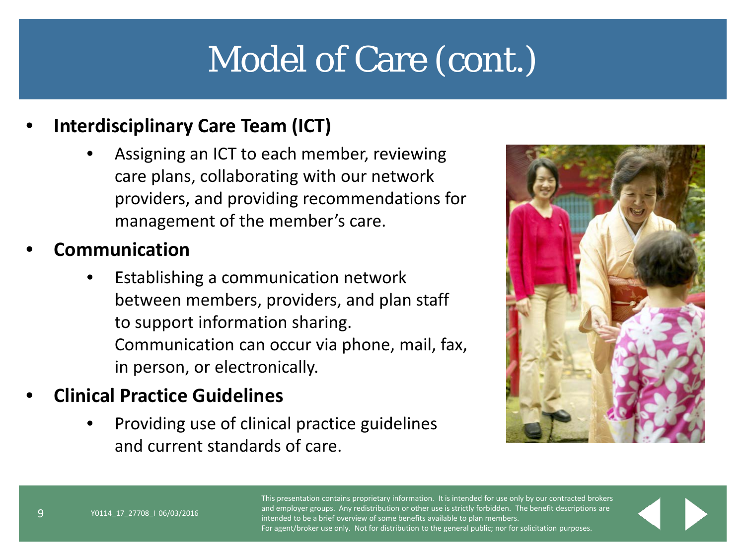# Model of Care (cont.)

- **Interdisciplinary Care Team (ICT)**
  - Assigning an ICT to each member, reviewing care plans, collaborating with our network providers, and providing recommendations for management of the member's care.
- **Communication**
  - Establishing a communication network between members, providers, and plan staff to support information sharing. Communication can occur via phone, mail, fax, in person, or electronically.
- **Clinical Practice Guidelines**
  - Providing use of clinical practice guidelines and current standards of care.

Y0114_17_27708_I 06/03/2016

This presentation contains proprietary information. It is intended for use only by our contracted brokers and employer groups. Any redistribution or other use is strictly forbidden. The benefit descriptions are intended to be a brief overview of some benefits available to plan members.
For agent/broker use only. Not for distribution to the general public; nor for solicitation purposes.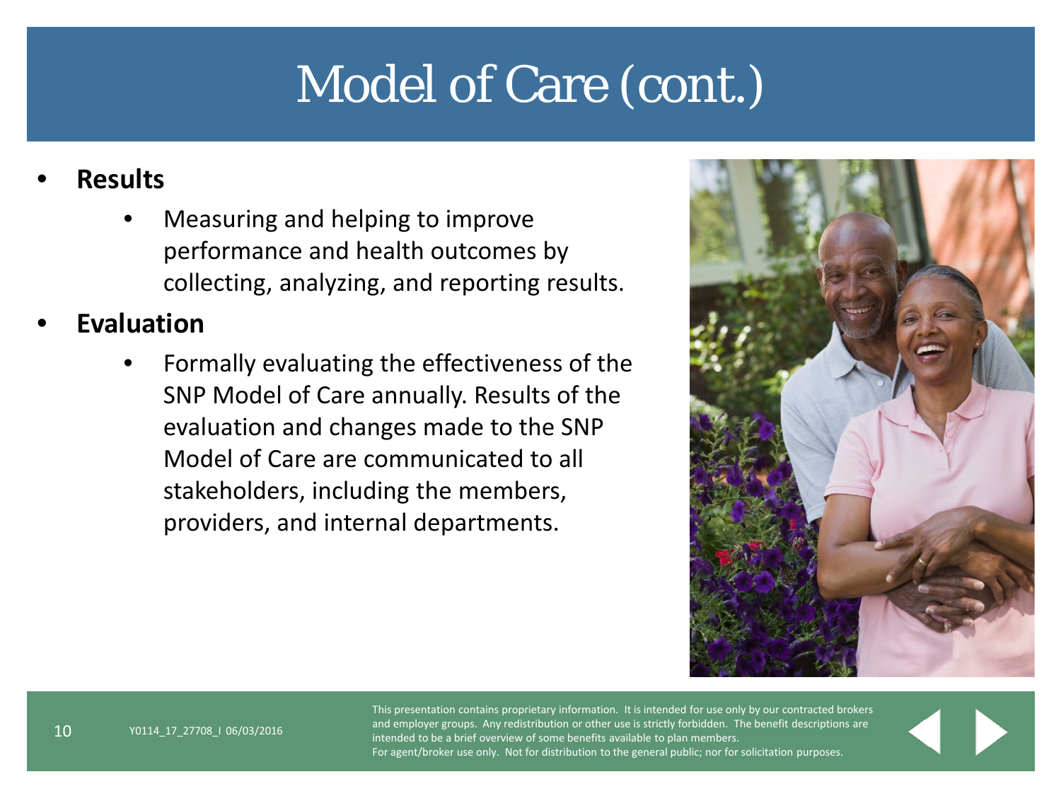# Model of Care (cont.)

- **Results**
  - Measuring and helping to improve performance and health outcomes by collecting, analyzing, and reporting results.
- **Evaluation**
  - Formally evaluating the effectiveness of the SNP Model of Care annually. Results of the evaluation and changes made to the SNP Model of Care are communicated to all stakeholders, including the members, providers, and internal departments.

Y0114_17_27708_I 06/03/2016

This presentation contains proprietary information. It is intended for use only by our contracted brokers and employer groups. Any redistribution or other use is strictly forbidden. The benefit descriptions are intended to be a brief overview of some benefits available to plan members.
For agent/broker use only. Not for distribution to the general public; nor for solicitation purposes.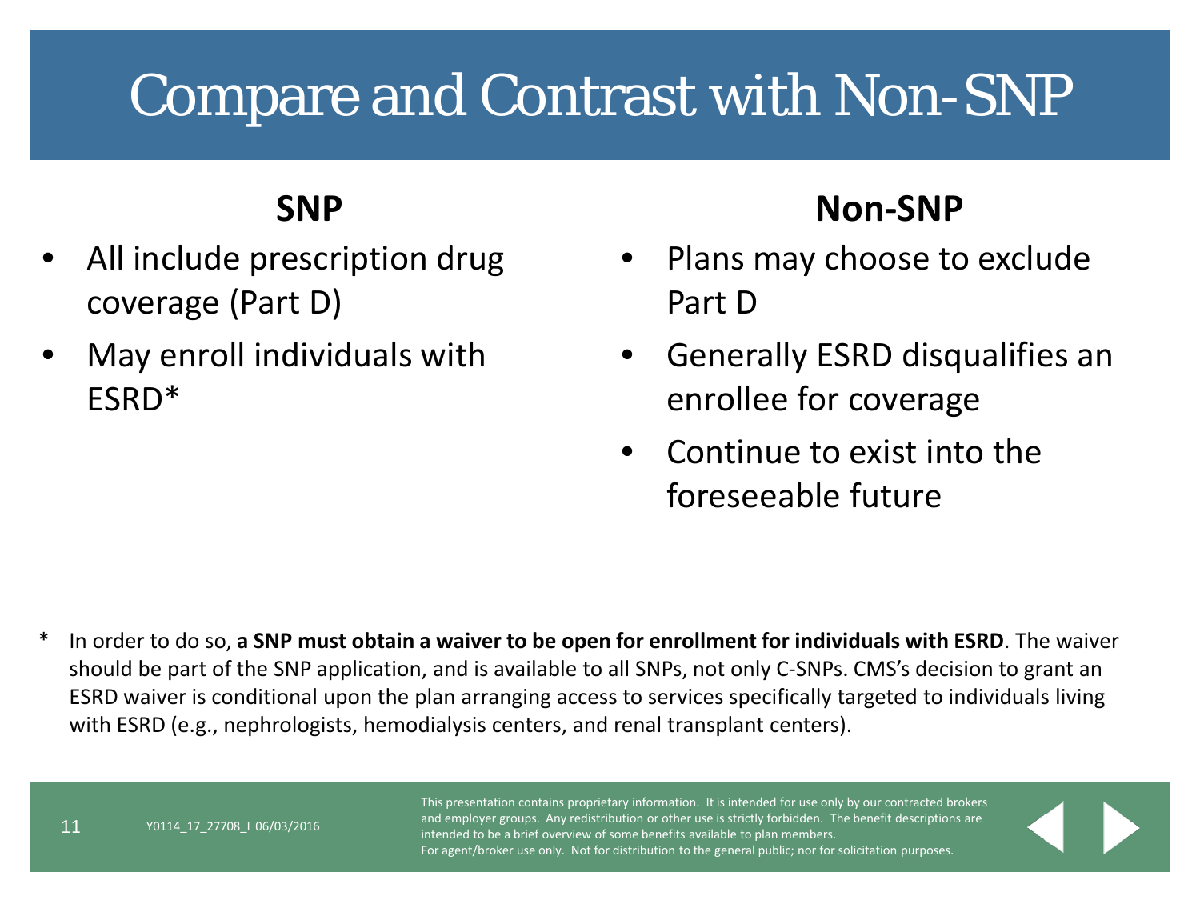# Compare and Contrast with Non-SNP

## SNP

- All include prescription drug coverage (Part D)
- May enroll individuals with ESRD*

## Non-SNP

- Plans may choose to exclude Part D
- Generally ESRD disqualifies an enrollee for coverage
- Continue to exist into the foreseeable future

\* In order to do so, **a SNP must obtain a waiver to be open for enrollment for individuals with ESRD**. The waiver should be part of the SNP application, and is available to all SNPs, not only C-SNPs. CMS's decision to grant an ESRD waiver is conditional upon the plan arranging access to services specifically targeted to individuals living with ESRD (e.g., nephrologists, hemodialysis centers, and renal transplant centers).

Y0114_17_27708_I 06/03/2016

This presentation contains proprietary information. It is intended for use only by our contracted brokers and employer groups. Any redistribution or other use is strictly forbidden. The benefit descriptions are intended to be a brief overview of some benefits available to plan members.
For agent/broker use only. Not for distribution to the general public; nor for solicitation purposes.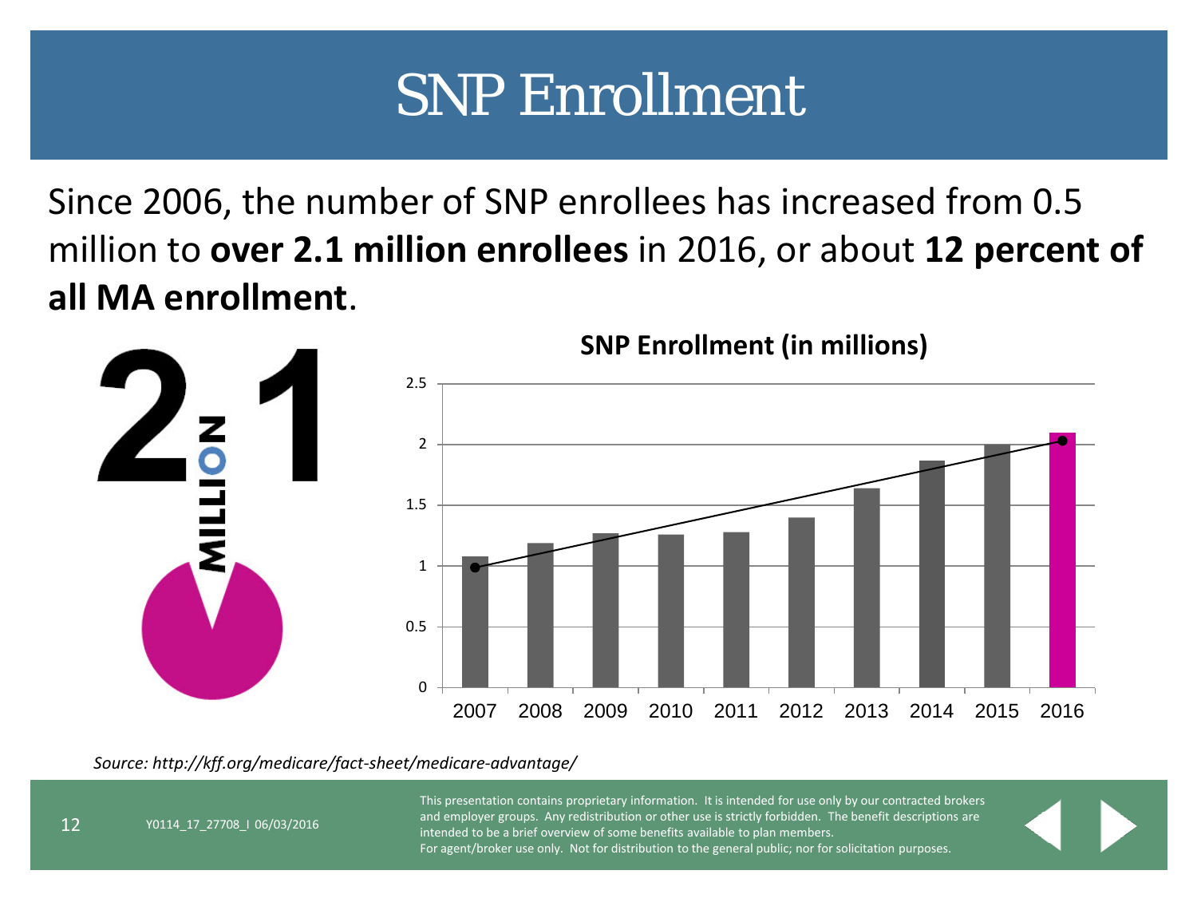# SNP Enrollment

Since 2006, the number of SNP enrollees has increased from 0.5 million to **over 2.1 million enrollees** in 2016, or about **12 percent of all MA enrollment**.

**SNP Enrollment (in millions)**

*Source: http://kff.org/medicare/fact-sheet/medicare-advantage/*

Y0114_17_27708_I 06/03/2016

This presentation contains proprietary information. It is intended for use only by our contracted brokers and employer groups. Any redistribution or other use is strictly forbidden. The benefit descriptions are intended to be a brief overview of some benefits available to plan members.
For agent/broker use only. Not for distribution to the general public; nor for solicitation purposes.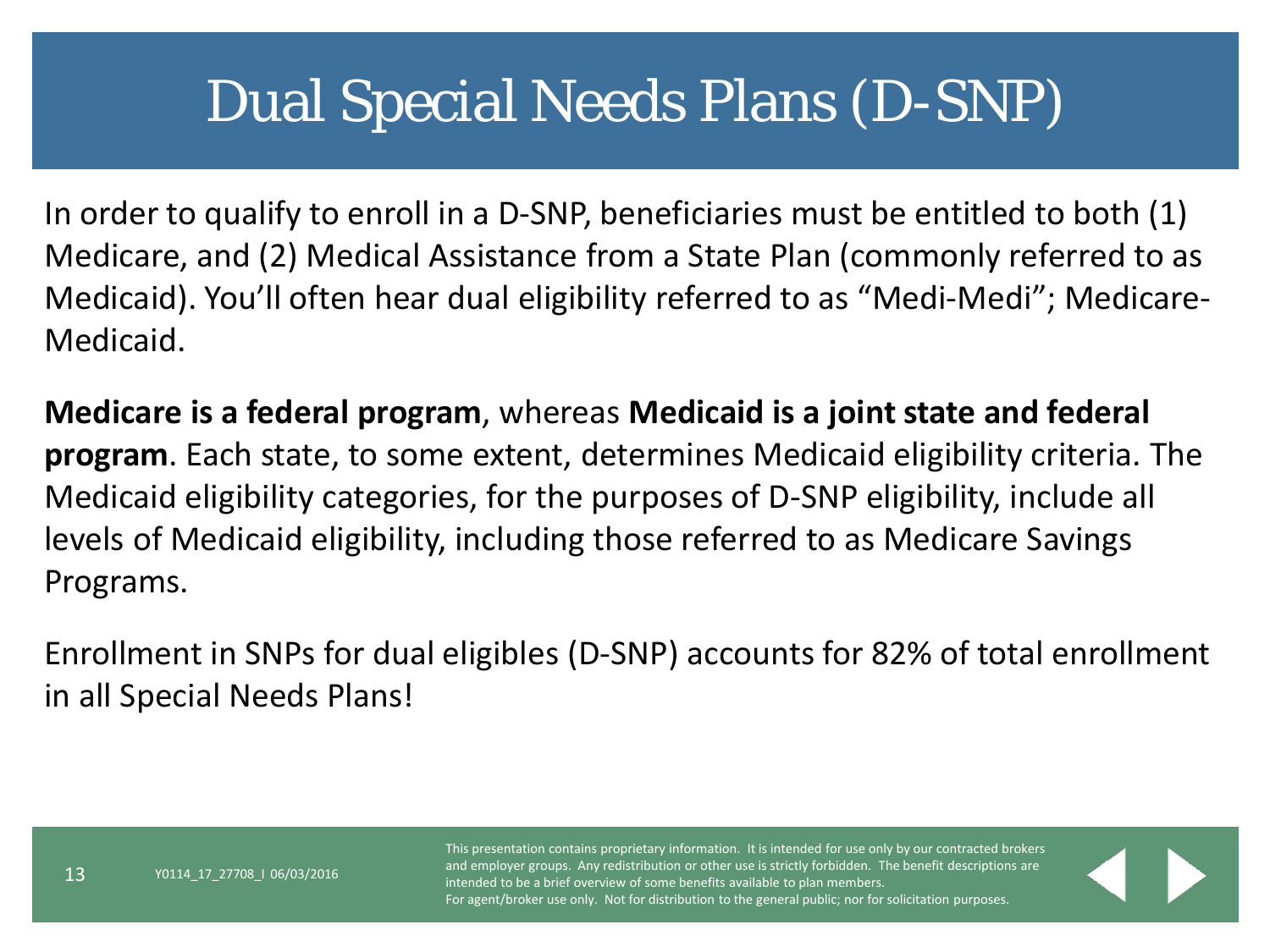# Dual Special Needs Plans (D-SNP)

In order to qualify to enroll in a D-SNP, beneficiaries must be entitled to both (1) Medicare, and (2) Medical Assistance from a State Plan (commonly referred to as Medicaid). You'll often hear dual eligibility referred to as "Medi-Medi"; Medicare-Medicaid.

**Medicare is a federal program**, whereas **Medicaid is a joint state and federal program**. Each state, to some extent, determines Medicaid eligibility criteria. The Medicaid eligibility categories, for the purposes of D-SNP eligibility, include all levels of Medicaid eligibility, including those referred to as Medicare Savings Programs.

Enrollment in SNPs for dual eligibles (D-SNP) accounts for 82% of total enrollment in all Special Needs Plans!

Y0114_17_27708_I 06/03/2016

This presentation contains proprietary information. It is intended for use only by our contracted brokers and employer groups. Any redistribution or other use is strictly forbidden. The benefit descriptions are intended to be a brief overview of some benefits available to plan members.
For agent/broker use only. Not for distribution to the general public; nor for solicitation purposes.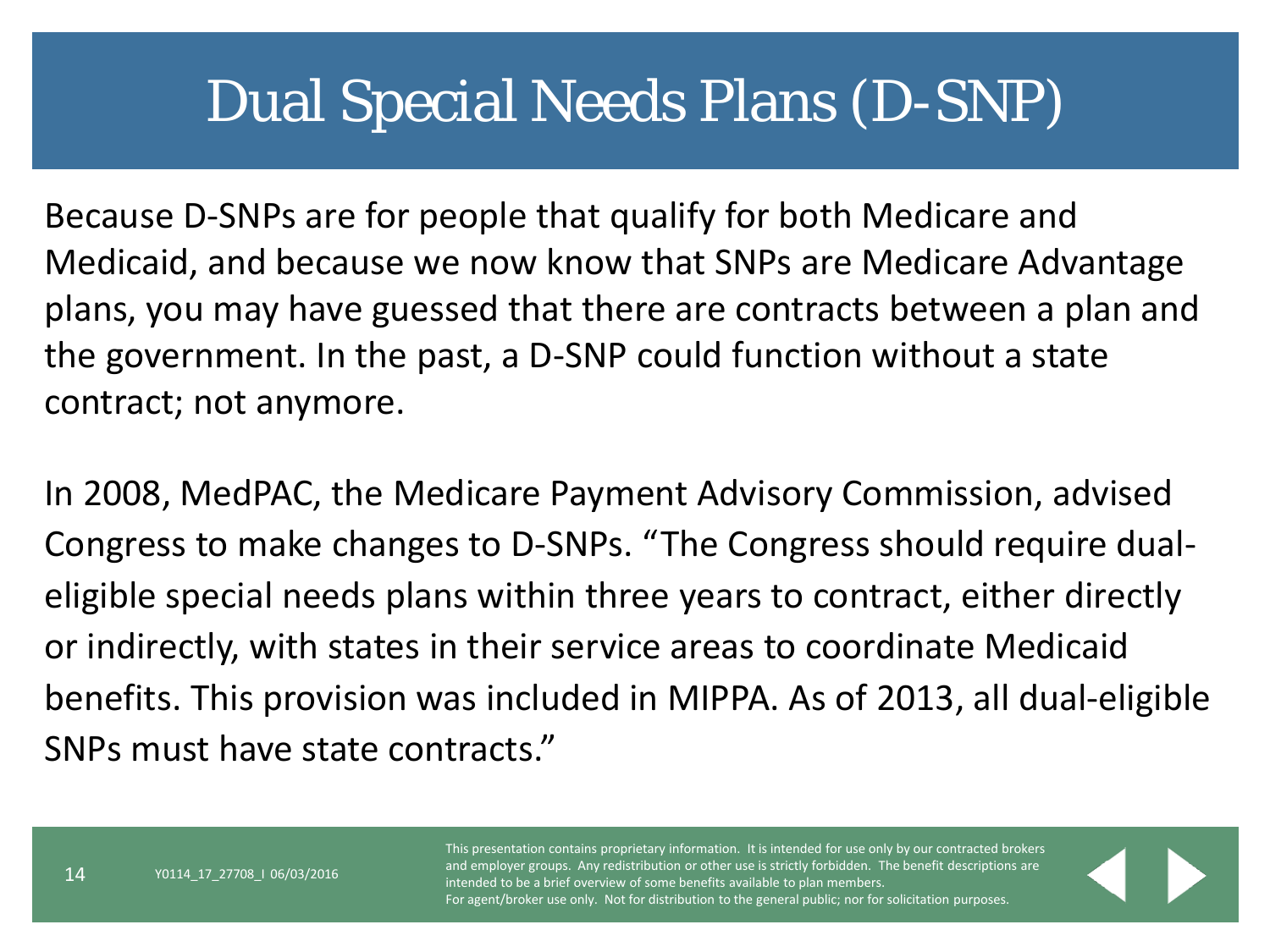# Dual Special Needs Plans (D-SNP)

Because D-SNPs are for people that qualify for both Medicare and Medicaid, and because we now know that SNPs are Medicare Advantage plans, you may have guessed that there are contracts between a plan and the government. In the past, a D-SNP could function without a state contract; not anymore.

In 2008, MedPAC, the Medicare Payment Advisory Commission, advised Congress to make changes to D-SNPs. “The Congress should require dual-eligible special needs plans within three years to contract, either directly or indirectly, with states in their service areas to coordinate Medicaid benefits. This provision was included in MIPPA. As of 2013, all dual-eligible SNPs must have state contracts.”

Y0114_17_27708_I 06/03/2016

This presentation contains proprietary information. It is intended for use only by our contracted brokers and employer groups. Any redistribution or other use is strictly forbidden. The benefit descriptions are intended to be a brief overview of some benefits available to plan members.
For agent/broker use only. Not for distribution to the general public; nor for solicitation purposes.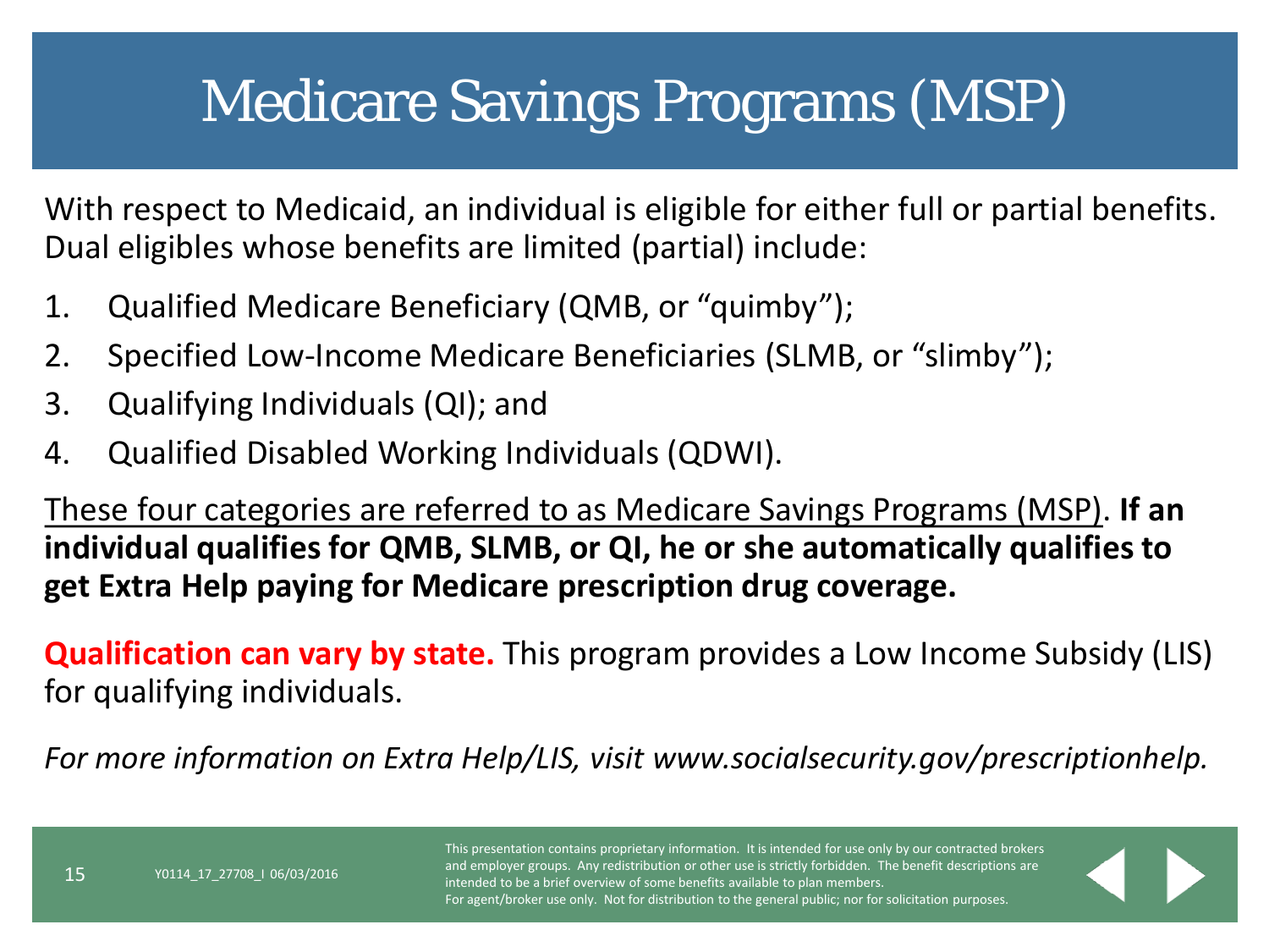# Medicare Savings Programs (MSP)

With respect to Medicaid, an individual is eligible for either full or partial benefits. Dual eligibles whose benefits are limited (partial) include:

1. Qualified Medicare Beneficiary (QMB, or "quimby");
2. Specified Low-Income Medicare Beneficiaries (SLMB, or "slimby");
3. Qualifying Individuals (QI); and
4. Qualified Disabled Working Individuals (QDWI).

These four categories are referred to as Medicare Savings Programs (MSP). **If an individual qualifies for QMB, SLMB, or QI, he or she automatically qualifies to get Extra Help paying for Medicare prescription drug coverage.**

**Qualification can vary by state.** This program provides a Low Income Subsidy (LIS) for qualifying individuals.

*For more information on Extra Help/LIS, visit www.socialsecurity.gov/prescriptionhelp.*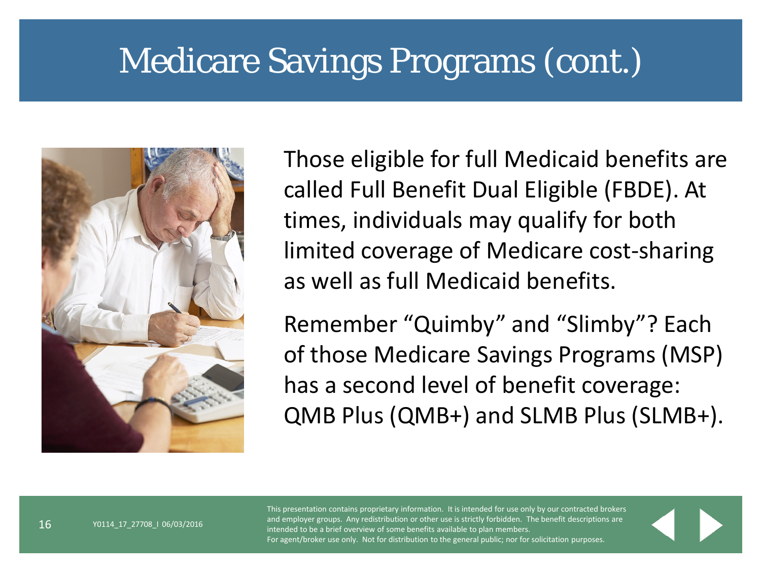# Medicare Savings Programs (cont.)

Those eligible for full Medicaid benefits are called Full Benefit Dual Eligible (FBDE). At times, individuals may qualify for both limited coverage of Medicare cost-sharing as well as full Medicaid benefits.

Remember “Quimby” and “Slimby”? Each of those Medicare Savings Programs (MSP) has a second level of benefit coverage: QMB Plus (QMB+) and SLMB Plus (SLMB+).

Y0114_17_27708_I 06/03/2016

This presentation contains proprietary information. It is intended for use only by our contracted brokers and employer groups. Any redistribution or other use is strictly forbidden. The benefit descriptions are intended to be a brief overview of some benefits available to plan members.
For agent/broker use only. Not for distribution to the general public; nor for solicitation purposes.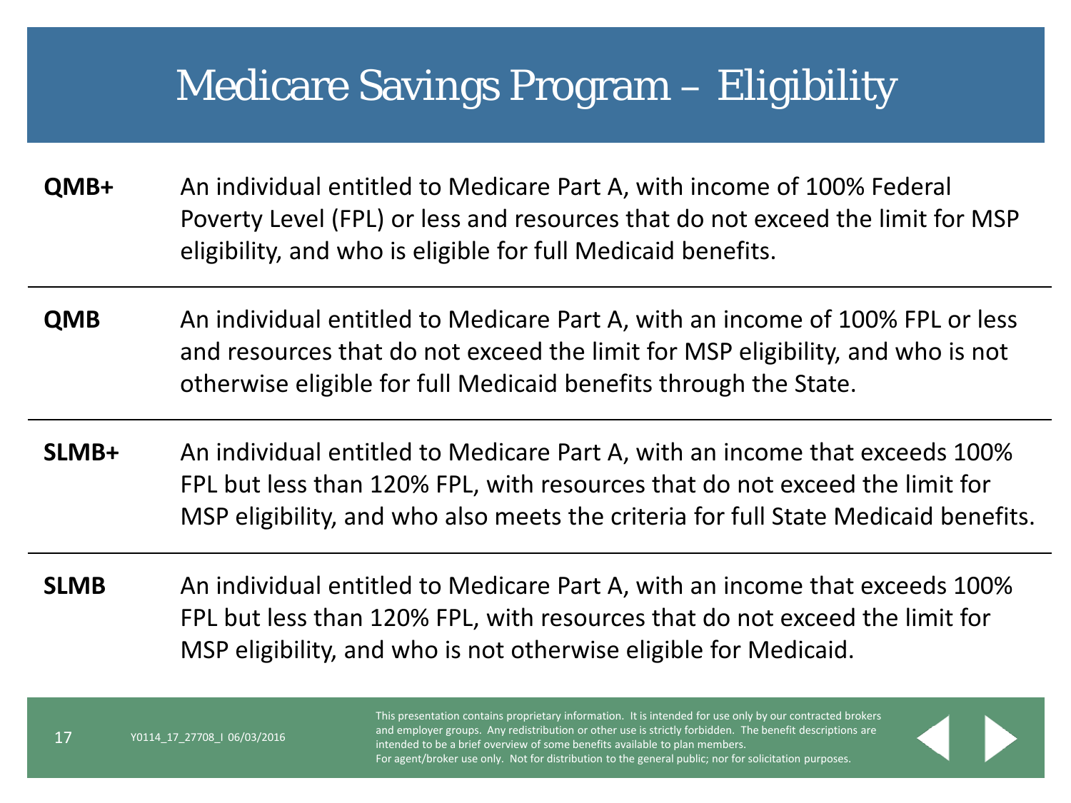# Medicare Savings Program – Eligibility

| | |
|---|---|
| **QMB+** | An individual entitled to Medicare Part A, with income of 100% Federal Poverty Level (FPL) or less and resources that do not exceed the limit for MSP eligibility, and who is eligible for full Medicaid benefits. |
| **QMB** | An individual entitled to Medicare Part A, with an income of 100% FPL or less and resources that do not exceed the limit for MSP eligibility, and who is not otherwise eligible for full Medicaid benefits through the State. |
| **SLMB+** | An individual entitled to Medicare Part A, with an income that exceeds 100% FPL but less than 120% FPL, with resources that do not exceed the limit for MSP eligibility, and who also meets the criteria for full State Medicaid benefits. |
| **SLMB** | An individual entitled to Medicare Part A, with an income that exceeds 100% FPL but less than 120% FPL, with resources that do not exceed the limit for MSP eligibility, and who is not otherwise eligible for Medicaid. |

Y0114_17_27708_I 06/03/2016

This presentation contains proprietary information. It is intended for use only by our contracted brokers and employer groups. Any redistribution or other use is strictly forbidden. The benefit descriptions are intended to be a brief overview of some benefits available to plan members.
For agent/broker use only. Not for distribution to the general public; nor for solicitation purposes.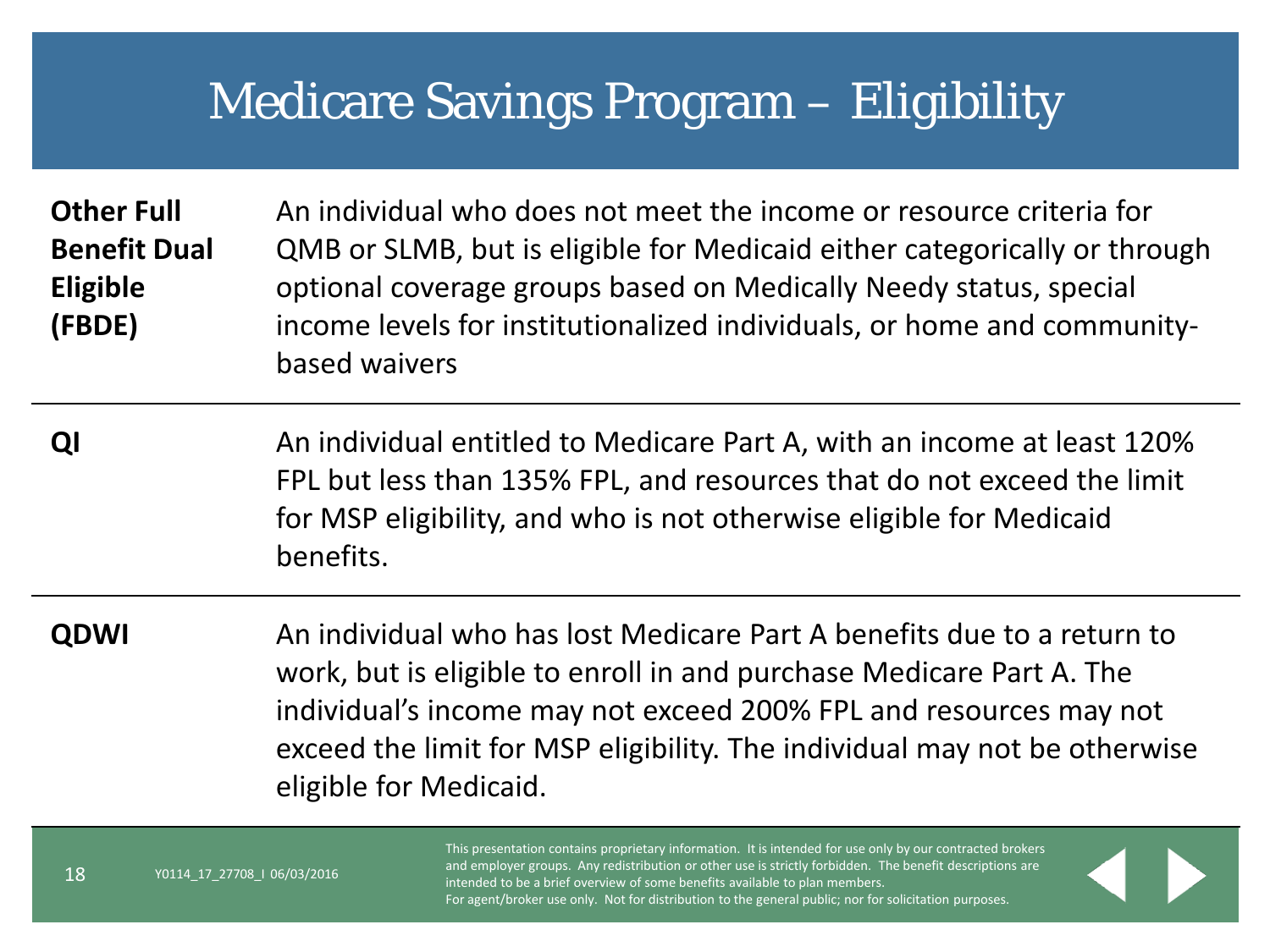# Medicare Savings Program – Eligibility

| | |
|---|---|
| **Other Full Benefit Dual Eligible (FBDE)** | An individual who does not meet the income or resource criteria for QMB or SLMB, but is eligible for Medicaid either categorically or through optional coverage groups based on Medically Needy status, special income levels for institutionalized individuals, or home and community-based waivers |
| **QI** | An individual entitled to Medicare Part A, with an income at least 120% FPL but less than 135% FPL, and resources that do not exceed the limit for MSP eligibility, and who is not otherwise eligible for Medicaid benefits. |
| **QDWI** | An individual who has lost Medicare Part A benefits due to a return to work, but is eligible to enroll in and purchase Medicare Part A. The individual's income may not exceed 200% FPL and resources may not exceed the limit for MSP eligibility. The individual may not be otherwise eligible for Medicaid. |

Y0114_17_27708_I 06/03/2016

This presentation contains proprietary information. It is intended for use only by our contracted brokers and employer groups. Any redistribution or other use is strictly forbidden. The benefit descriptions are intended to be a brief overview of some benefits available to plan members.
For agent/broker use only. Not for distribution to the general public; nor for solicitation purposes.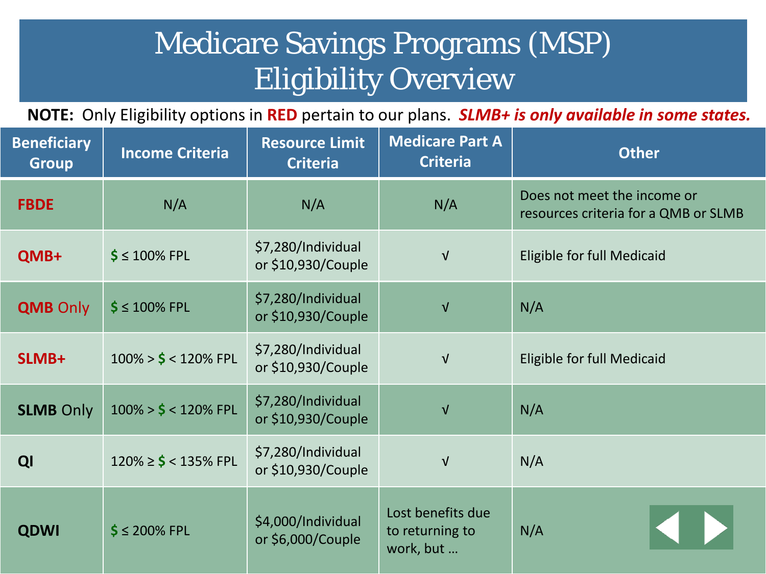# Medicare Savings Programs (MSP) Eligibility Overview

**NOTE:** Only Eligibility options in **RED** pertain to our plans. ***SLMB+ is only available in some states.***

| Beneficiary Group | Income Criteria | Resource Limit Criteria | Medicare Part A Criteria | Other |
|---|---|---|---|---|
| **FBDE** | N/A | N/A | N/A | Does not meet the income or resources criteria for a QMB or SLMB |
| **QMB+** | $ ≤ 100% FPL | $7,280/Individual or $10,930/Couple | √ | Eligible for full Medicaid |
| **QMB** Only | $ ≤ 100% FPL | $7,280/Individual or $10,930/Couple | √ | N/A |
| **SLMB+** | 100% > $ < 120% FPL | $7,280/Individual or $10,930/Couple | √ | Eligible for full Medicaid |
| **SLMB** Only | 100% > $ < 120% FPL | $7,280/Individual or $10,930/Couple | √ | N/A |
| **QI** | 120% ≥ $ < 135% FPL | $7,280/Individual or $10,930/Couple | √ | N/A |
| **QDWI** | $ ≤ 200% FPL | $4,000/Individual or $6,000/Couple | Lost benefits due to returning to work, but … | N/A |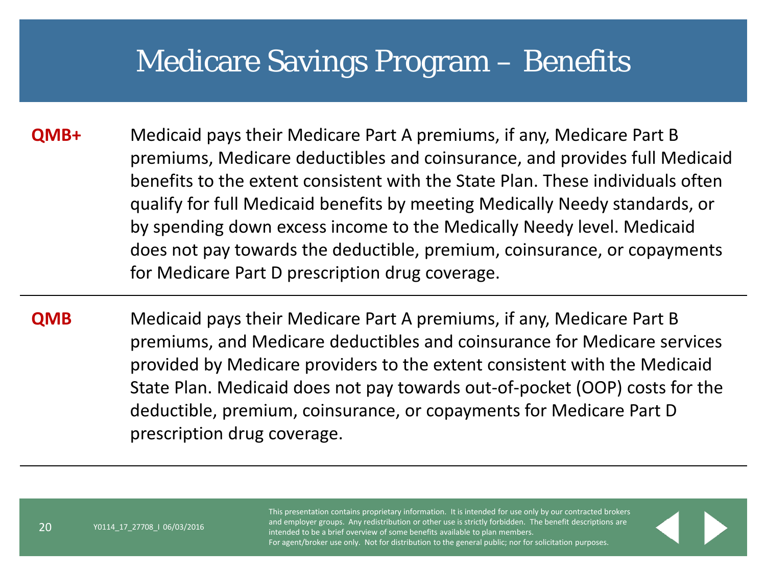# Medicare Savings Program – Benefits

| | |
|---|---|
| **QMB+** | Medicaid pays their Medicare Part A premiums, if any, Medicare Part B premiums, Medicare deductibles and coinsurance, and provides full Medicaid benefits to the extent consistent with the State Plan. These individuals often qualify for full Medicaid benefits by meeting Medically Needy standards, or by spending down excess income to the Medically Needy level. Medicaid does not pay towards the deductible, premium, coinsurance, or copayments for Medicare Part D prescription drug coverage. |
| **QMB** | Medicaid pays their Medicare Part A premiums, if any, Medicare Part B premiums, and Medicare deductibles and coinsurance for Medicare services provided by Medicare providers to the extent consistent with the Medicaid State Plan. Medicaid does not pay towards out-of-pocket (OOP) costs for the deductible, premium, coinsurance, or copayments for Medicare Part D prescription drug coverage. |

Y0114_17_27708_I 06/03/2016

This presentation contains proprietary information. It is intended for use only by our contracted brokers and employer groups. Any redistribution or other use is strictly forbidden. The benefit descriptions are intended to be a brief overview of some benefits available to plan members.
For agent/broker use only. Not for distribution to the general public; nor for solicitation purposes.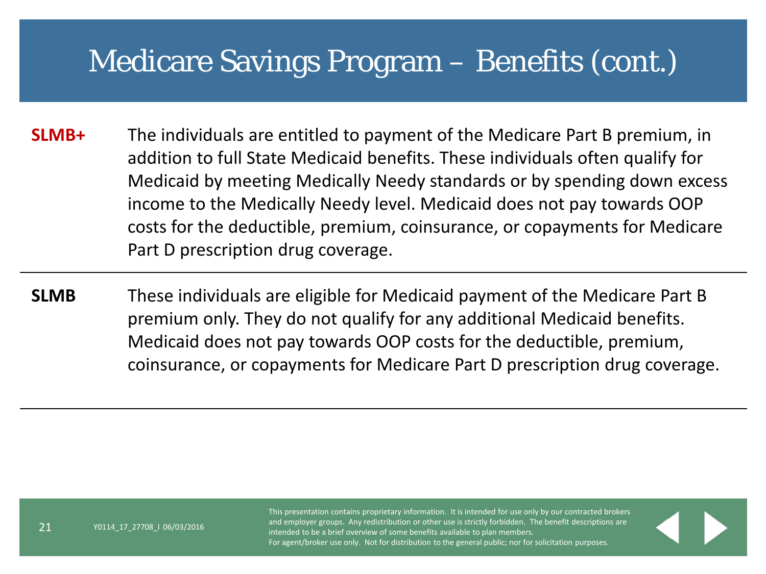# Medicare Savings Program – Benefits (cont.)

**SLMB+** The individuals are entitled to payment of the Medicare Part B premium, in addition to full State Medicaid benefits. These individuals often qualify for Medicaid by meeting Medically Needy standards or by spending down excess income to the Medically Needy level. Medicaid does not pay towards OOP costs for the deductible, premium, coinsurance, or copayments for Medicare Part D prescription drug coverage.

**SLMB** These individuals are eligible for Medicaid payment of the Medicare Part B premium only. They do not qualify for any additional Medicaid benefits. Medicaid does not pay towards OOP costs for the deductible, premium, coinsurance, or copayments for Medicare Part D prescription drug coverage.

Y0114_17_27708_I 06/03/2016

This presentation contains proprietary information. It is intended for use only by our contracted brokers and employer groups. Any redistribution or other use is strictly forbidden. The benefit descriptions are intended to be a brief overview of some benefits available to plan members.
For agent/broker use only. Not for distribution to the general public; nor for solicitation purposes.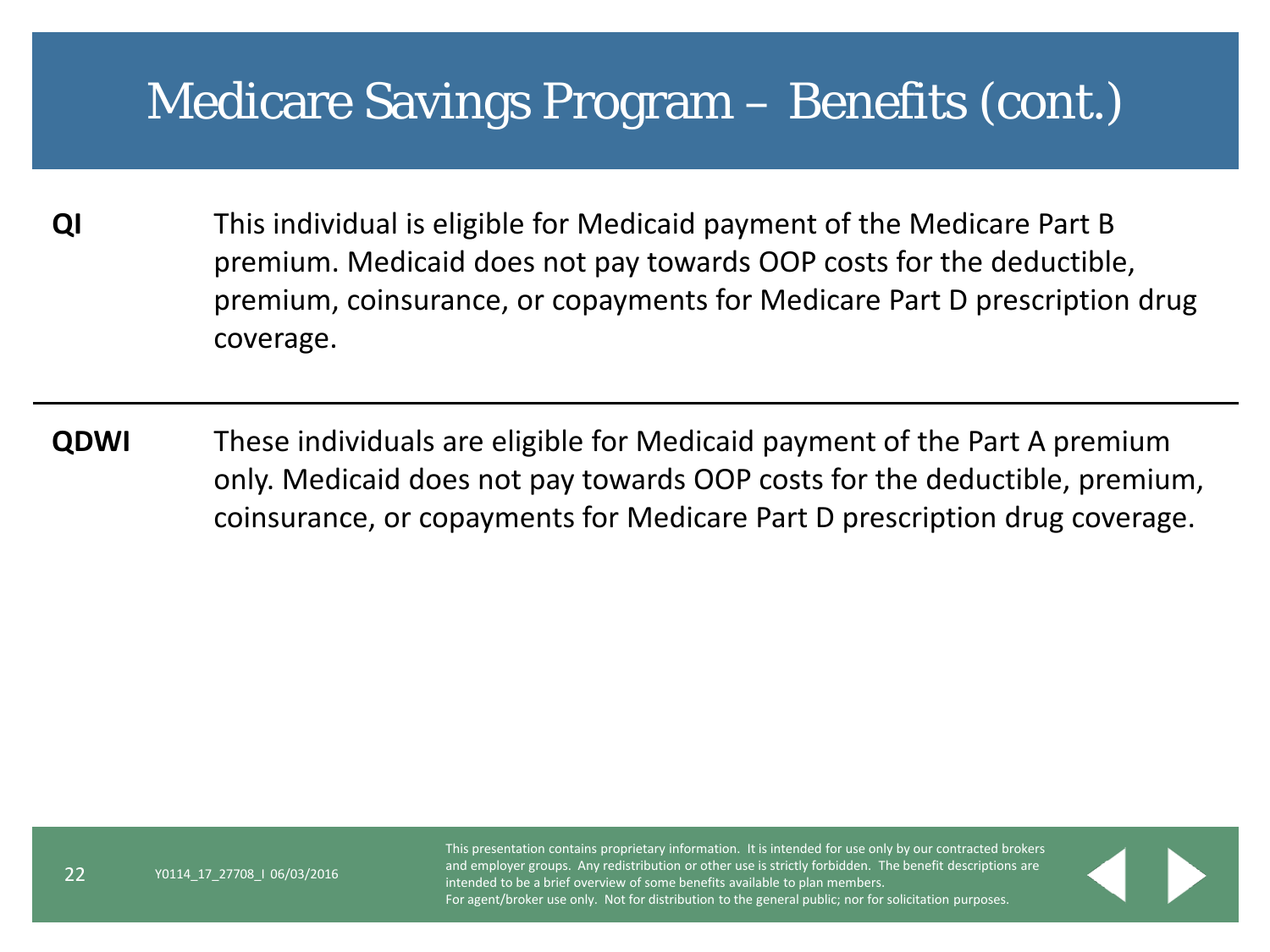# Medicare Savings Program – Benefits (cont.)

**QI** This individual is eligible for Medicaid payment of the Medicare Part B premium. Medicaid does not pay towards OOP costs for the deductible, premium, coinsurance, or copayments for Medicare Part D prescription drug coverage.

---

**QDWI** These individuals are eligible for Medicaid payment of the Part A premium only. Medicaid does not pay towards OOP costs for the deductible, premium, coinsurance, or copayments for Medicare Part D prescription drug coverage.

Y0114_17_27708_I 06/03/2016

This presentation contains proprietary information. It is intended for use only by our contracted brokers and employer groups. Any redistribution or other use is strictly forbidden. The benefit descriptions are intended to be a brief overview of some benefits available to plan members.
For agent/broker use only. Not for distribution to the general public; nor for solicitation purposes.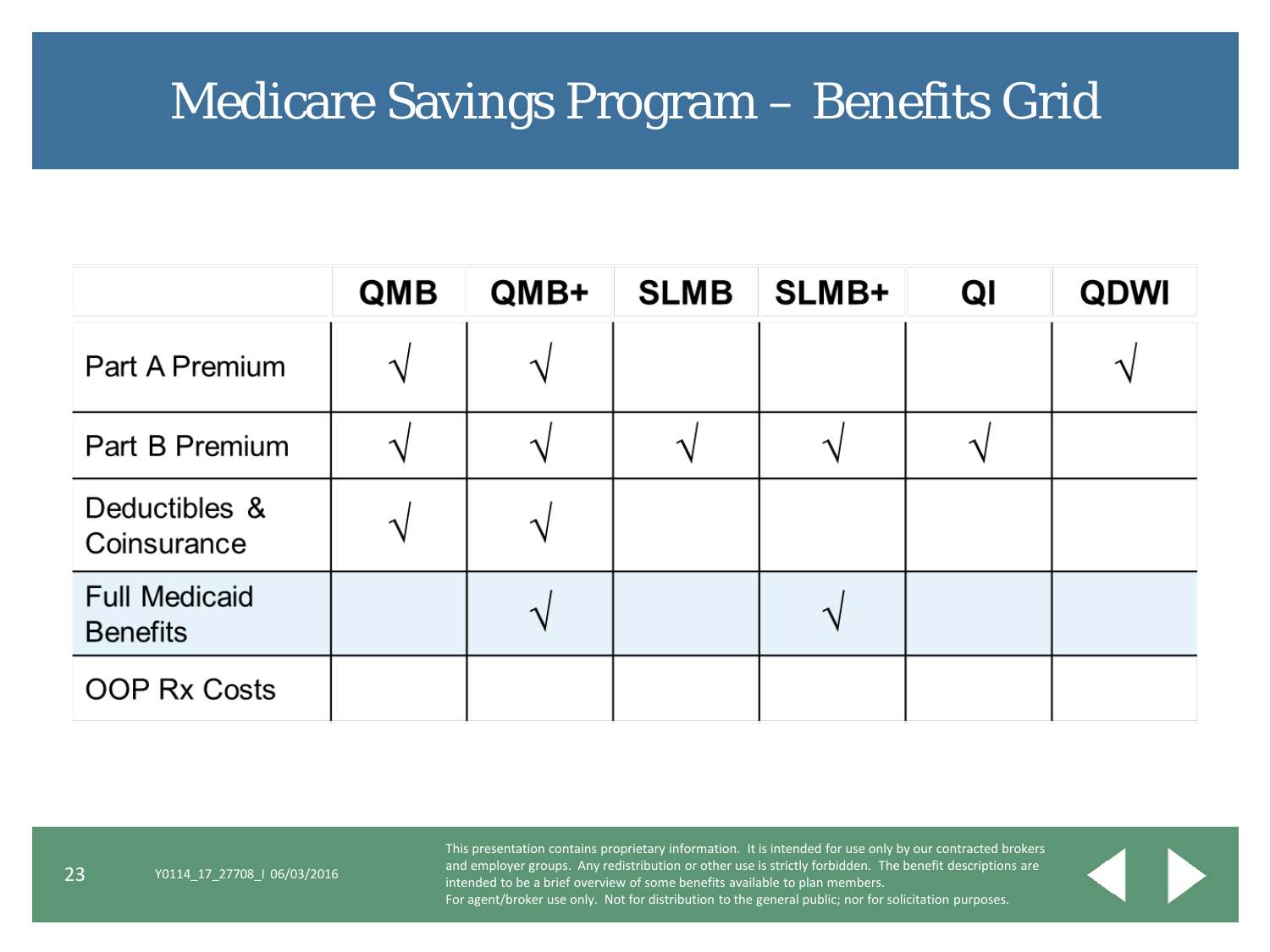# Medicare Savings Program – Benefits Grid

| | QMB | QMB+ | SLMB | SLMB+ | QI | QDWI |
|---|---|---|---|---|---|---|
| Part A Premium | √ | √ | | | | √ |
| Part B Premium | √ | √ | √ | √ | √ | |
| Deductibles & Coinsurance | √ | √ | | | | |
| Full Medicaid Benefits | | √ | | √ | | |
| OOP Rx Costs | | | | | | |

Y0114_17_27708_I 06/03/2016

This presentation contains proprietary information. It is intended for use only by our contracted brokers and employer groups. Any redistribution or other use is strictly forbidden. The benefit descriptions are intended to be a brief overview of some benefits available to plan members.
For agent/broker use only. Not for distribution to the general public; nor for solicitation purposes.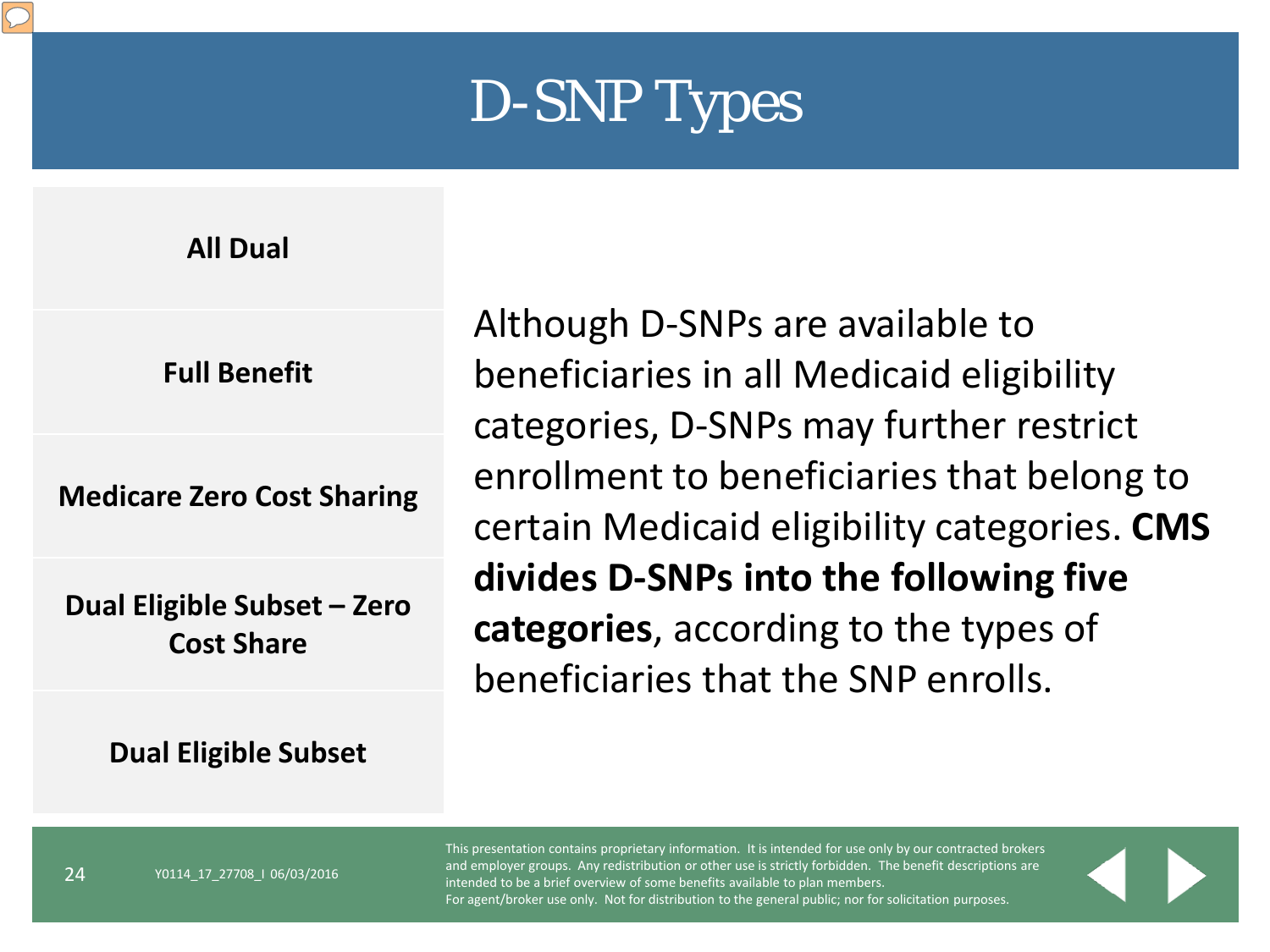# D-SNP Types

- **All Dual**
- **Full Benefit**
- **Medicare Zero Cost Sharing**
- **Dual Eligible Subset – Zero Cost Share**
- **Dual Eligible Subset**

Although D-SNPs are available to beneficiaries in all Medicaid eligibility categories, D-SNPs may further restrict enrollment to beneficiaries that belong to certain Medicaid eligibility categories. **CMS divides D-SNPs into the following five categories**, according to the types of beneficiaries that the SNP enrolls.

Y0114_17_27708_I 06/03/2016

This presentation contains proprietary information. It is intended for use only by our contracted brokers and employer groups. Any redistribution or other use is strictly forbidden. The benefit descriptions are intended to be a brief overview of some benefits available to plan members.
For agent/broker use only. Not for distribution to the general public; nor for solicitation purposes.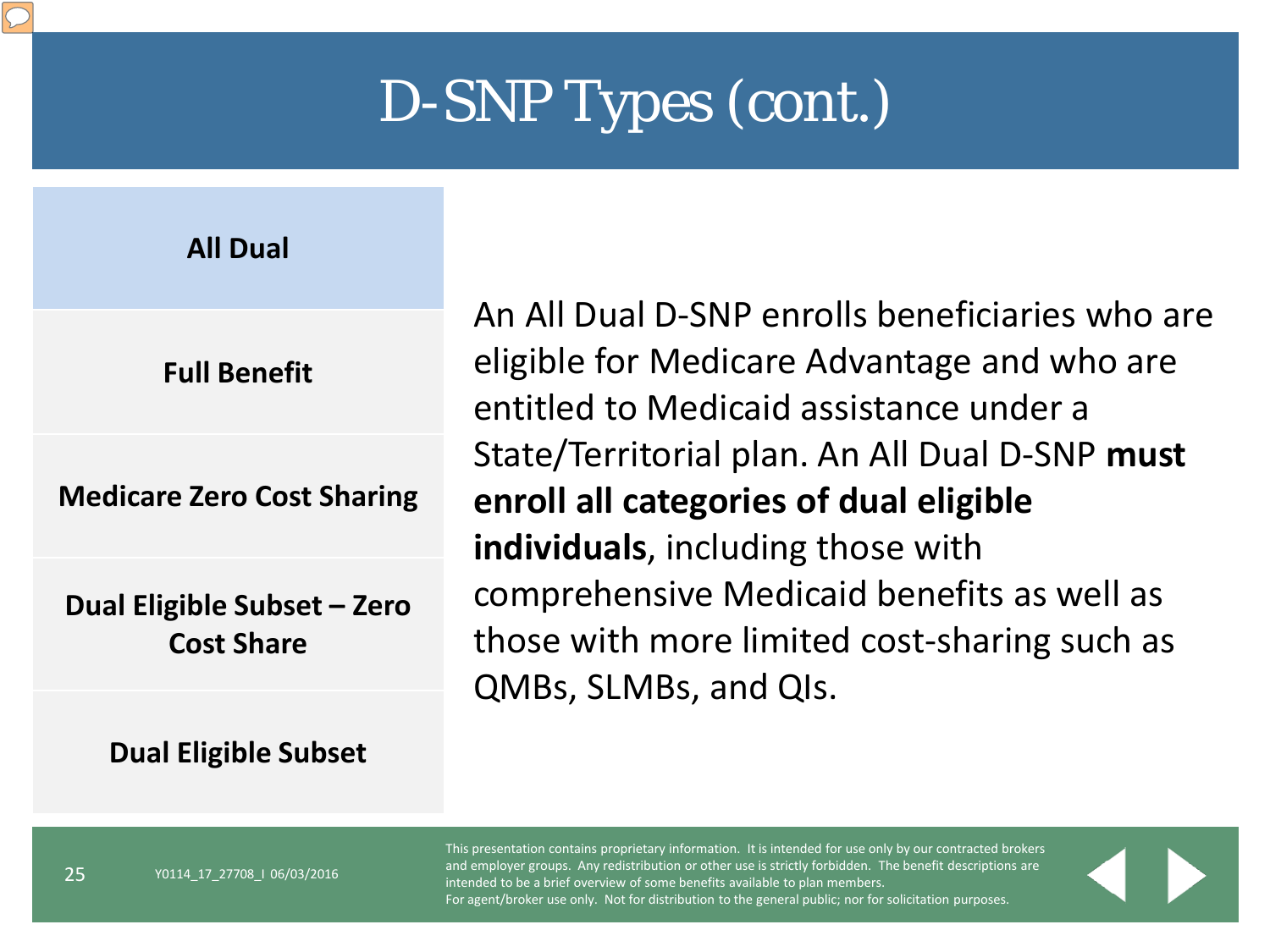# D-SNP Types (cont.)

- **All Dual**
- **Full Benefit**
- **Medicare Zero Cost Sharing**
- **Dual Eligible Subset – Zero Cost Share**
- **Dual Eligible Subset**

An All Dual D-SNP enrolls beneficiaries who are eligible for Medicare Advantage and who are entitled to Medicaid assistance under a State/Territorial plan. An All Dual D-SNP **must enroll all categories of dual eligible individuals**, including those with comprehensive Medicaid benefits as well as those with more limited cost-sharing such as QMBs, SLMBs, and QIs.

Y0114_17_27708_I 06/03/2016

This presentation contains proprietary information. It is intended for use only by our contracted brokers and employer groups. Any redistribution or other use is strictly forbidden. The benefit descriptions are intended to be a brief overview of some benefits available to plan members.
For agent/broker use only. Not for distribution to the general public; nor for solicitation purposes.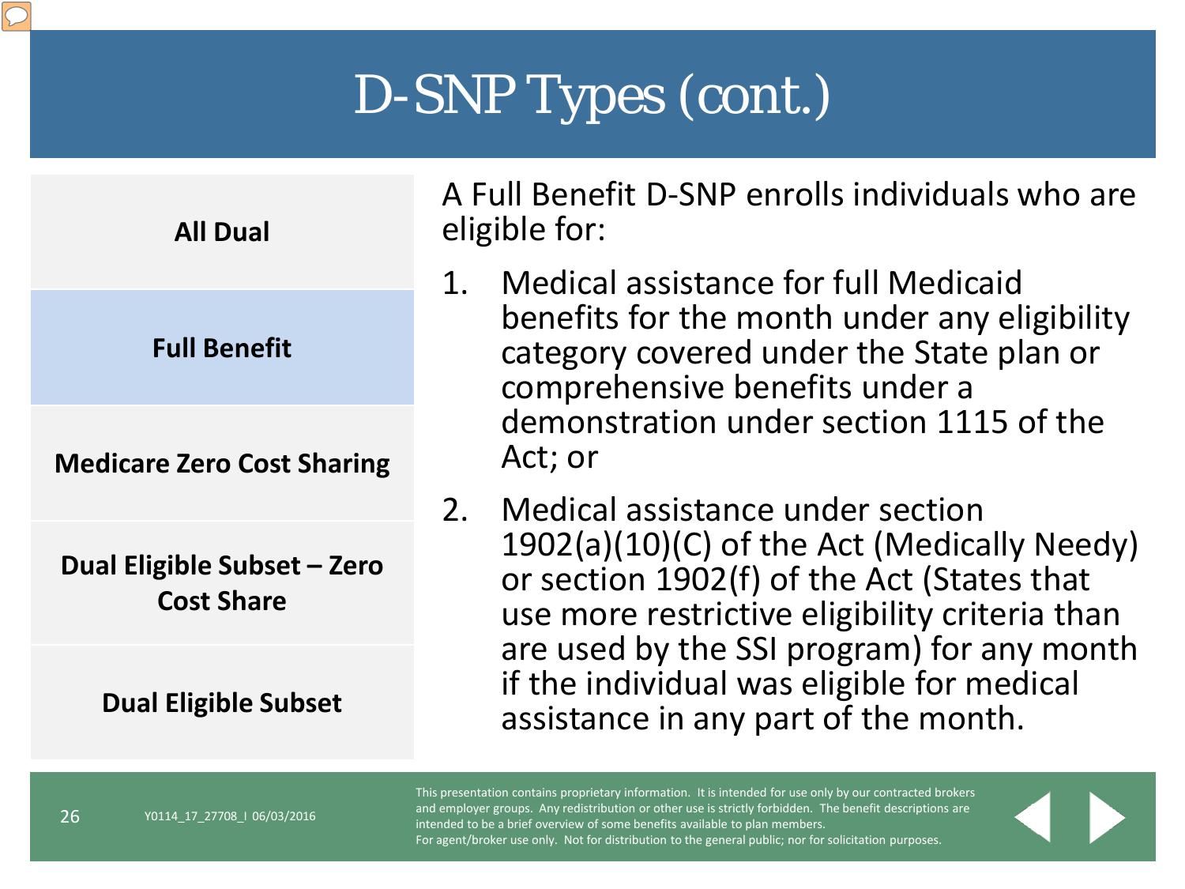# D-SNP Types (cont.)

- All Dual
- **Full Benefit**
- Medicare Zero Cost Sharing
- Dual Eligible Subset – Zero Cost Share
- Dual Eligible Subset

A Full Benefit D-SNP enrolls individuals who are eligible for:

1. Medical assistance for full Medicaid benefits for the month under any eligibility category covered under the State plan or comprehensive benefits under a demonstration under section 1115 of the Act; or
2. Medical assistance under section 1902(a)(10)(C) of the Act (Medically Needy) or section 1902(f) of the Act (States that use more restrictive eligibility criteria than are used by the SSI program) for any month if the individual was eligible for medical assistance in any part of the month.

Y0114_17_27708_I 06/03/2016

This presentation contains proprietary information. It is intended for use only by our contracted brokers and employer groups. Any redistribution or other use is strictly forbidden. The benefit descriptions are intended to be a brief overview of some benefits available to plan members.
For agent/broker use only. Not for distribution to the general public; nor for solicitation purposes.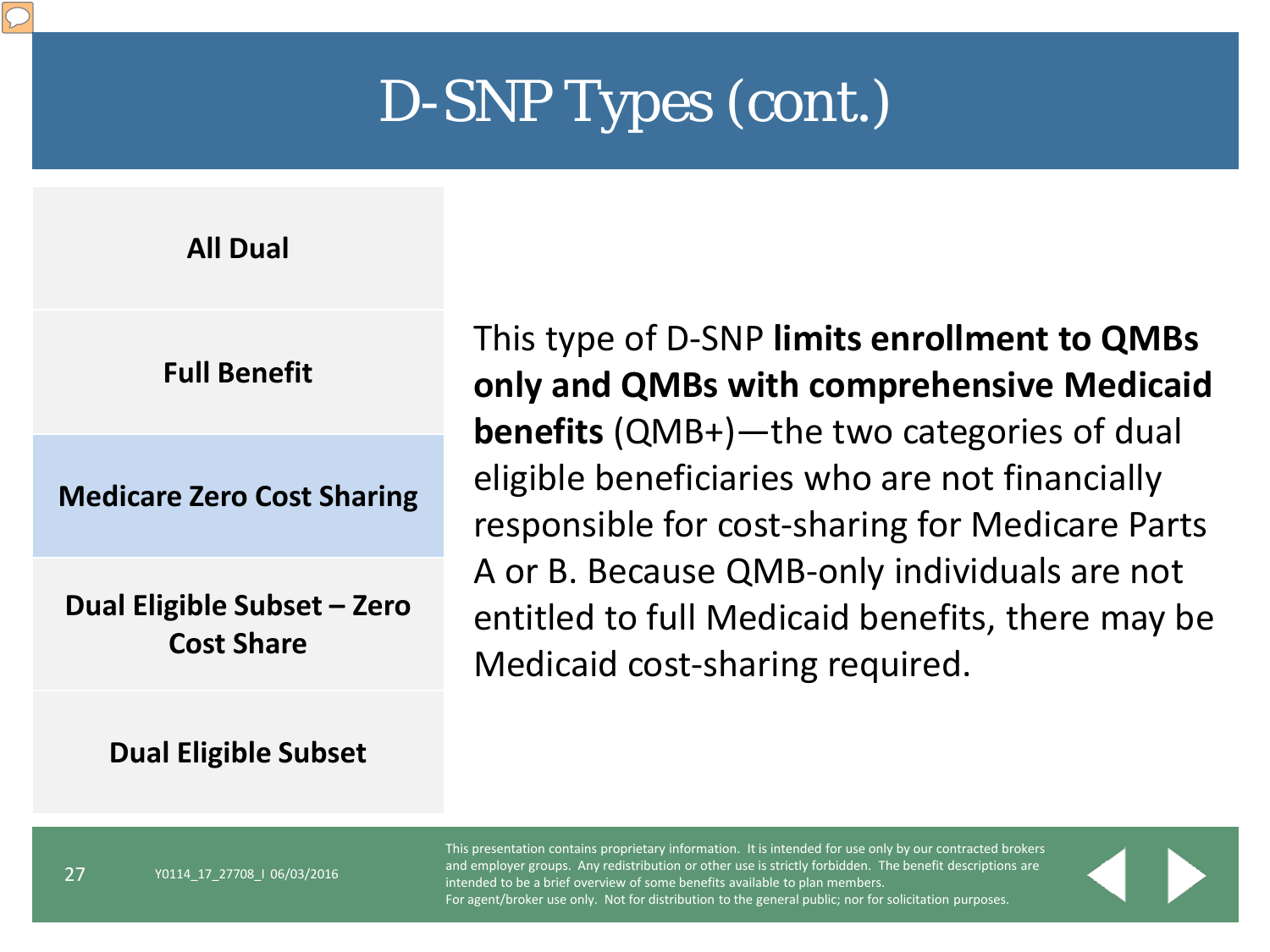# D-SNP Types (cont.)

- All Dual
- Full Benefit
- **Medicare Zero Cost Sharing**
- Dual Eligible Subset – Zero Cost Share
- Dual Eligible Subset

This type of D-SNP **limits enrollment to QMBs only and QMBs with comprehensive Medicaid benefits** (QMB+)—the two categories of dual eligible beneficiaries who are not financially responsible for cost-sharing for Medicare Parts A or B. Because QMB-only individuals are not entitled to full Medicaid benefits, there may be Medicaid cost-sharing required.

Y0114_17_27708_I 06/03/2016

This presentation contains proprietary information. It is intended for use only by our contracted brokers and employer groups. Any redistribution or other use is strictly forbidden. The benefit descriptions are intended to be a brief overview of some benefits available to plan members.
For agent/broker use only. Not for distribution to the general public; nor for solicitation purposes.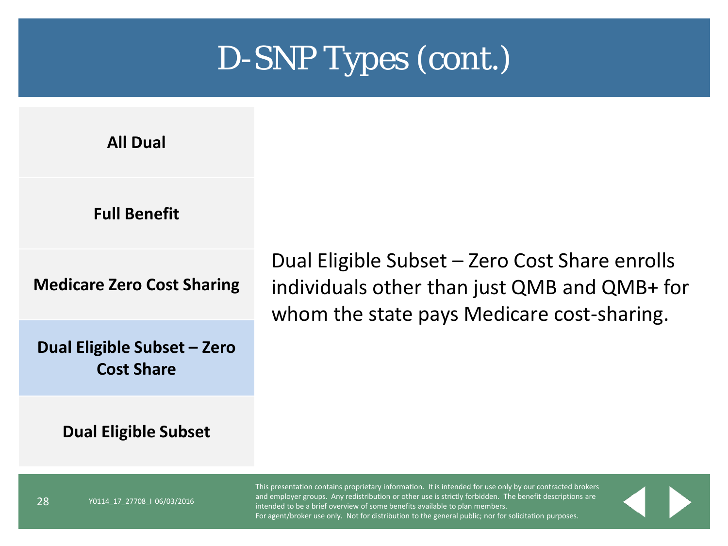# D-SNP Types (cont.)

- **All Dual**
- **Full Benefit**
- **Medicare Zero Cost Sharing**
- **Dual Eligible Subset – Zero Cost Share**
- **Dual Eligible Subset**

Dual Eligible Subset – Zero Cost Share enrolls individuals other than just QMB and QMB+ for whom the state pays Medicare cost-sharing.

Y0114_17_27708_I 06/03/2016

This presentation contains proprietary information. It is intended for use only by our contracted brokers and employer groups. Any redistribution or other use is strictly forbidden. The benefit descriptions are intended to be a brief overview of some benefits available to plan members.
For agent/broker use only. Not for distribution to the general public; nor for solicitation purposes.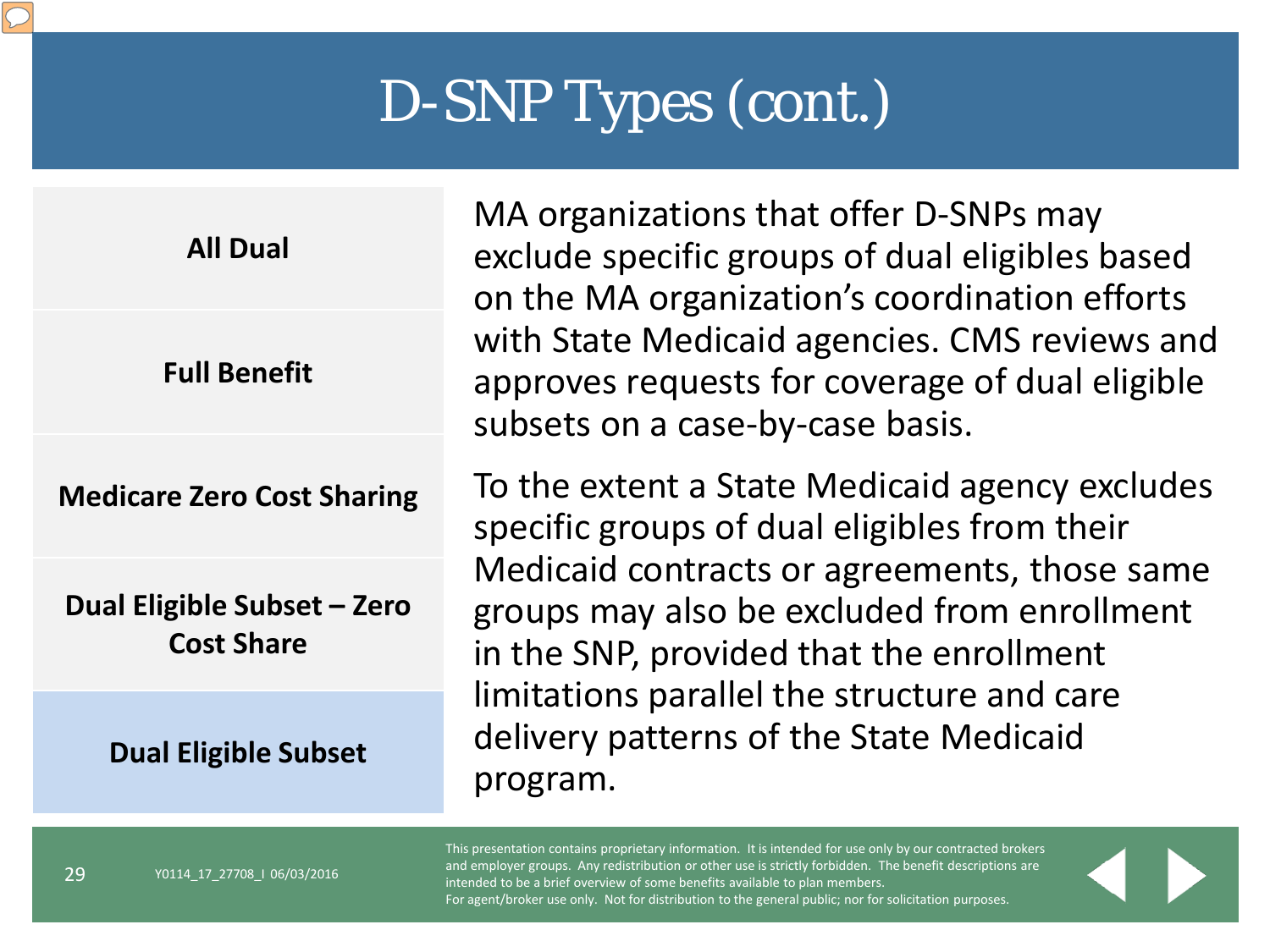# D-SNP Types (cont.)

- **All Dual**
- **Full Benefit**
- **Medicare Zero Cost Sharing**
- **Dual Eligible Subset – Zero Cost Share**
- **Dual Eligible Subset**

MA organizations that offer D-SNPs may exclude specific groups of dual eligibles based on the MA organization's coordination efforts with State Medicaid agencies. CMS reviews and approves requests for coverage of dual eligible subsets on a case-by-case basis.

To the extent a State Medicaid agency excludes specific groups of dual eligibles from their Medicaid contracts or agreements, those same groups may also be excluded from enrollment in the SNP, provided that the enrollment limitations parallel the structure and care delivery patterns of the State Medicaid program.

Y0114_17_27708_I 06/03/2016

This presentation contains proprietary information. It is intended for use only by our contracted brokers and employer groups. Any redistribution or other use is strictly forbidden. The benefit descriptions are intended to be a brief overview of some benefits available to plan members.
For agent/broker use only. Not for distribution to the general public; nor for solicitation purposes.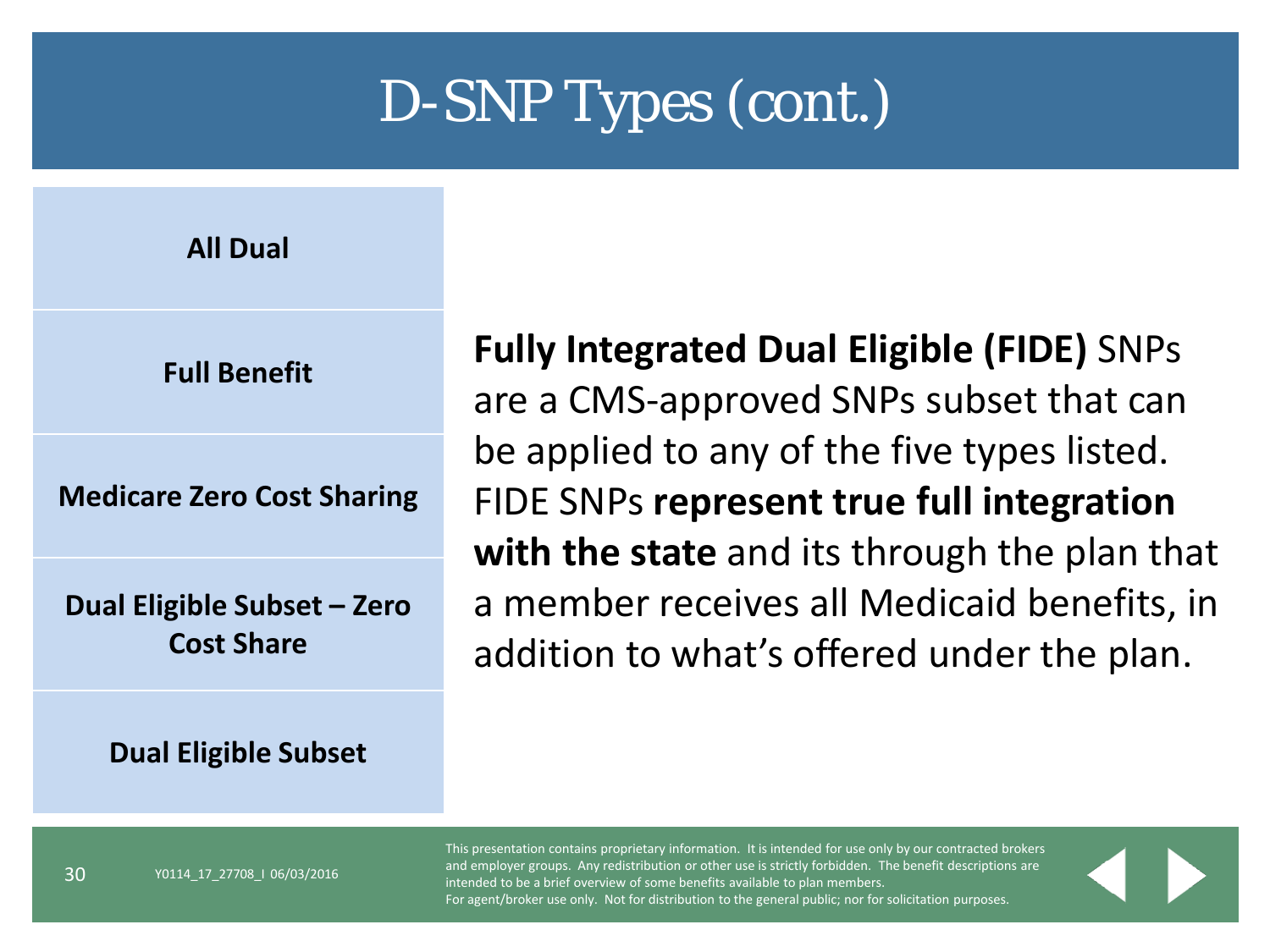# D-SNP Types (cont.)

- **All Dual**
- **Full Benefit**
- **Medicare Zero Cost Sharing**
- **Dual Eligible Subset – Zero Cost Share**
- **Dual Eligible Subset**

**Fully Integrated Dual Eligible (FIDE)** SNPs are a CMS-approved SNPs subset that can be applied to any of the five types listed. FIDE SNPs **represent true full integration with the state** and its through the plan that a member receives all Medicaid benefits, in addition to what's offered under the plan.

Y0114_17_27708_I 06/03/2016

This presentation contains proprietary information. It is intended for use only by our contracted brokers and employer groups. Any redistribution or other use is strictly forbidden. The benefit descriptions are intended to be a brief overview of some benefits available to plan members.
For agent/broker use only. Not for distribution to the general public; nor for solicitation purposes.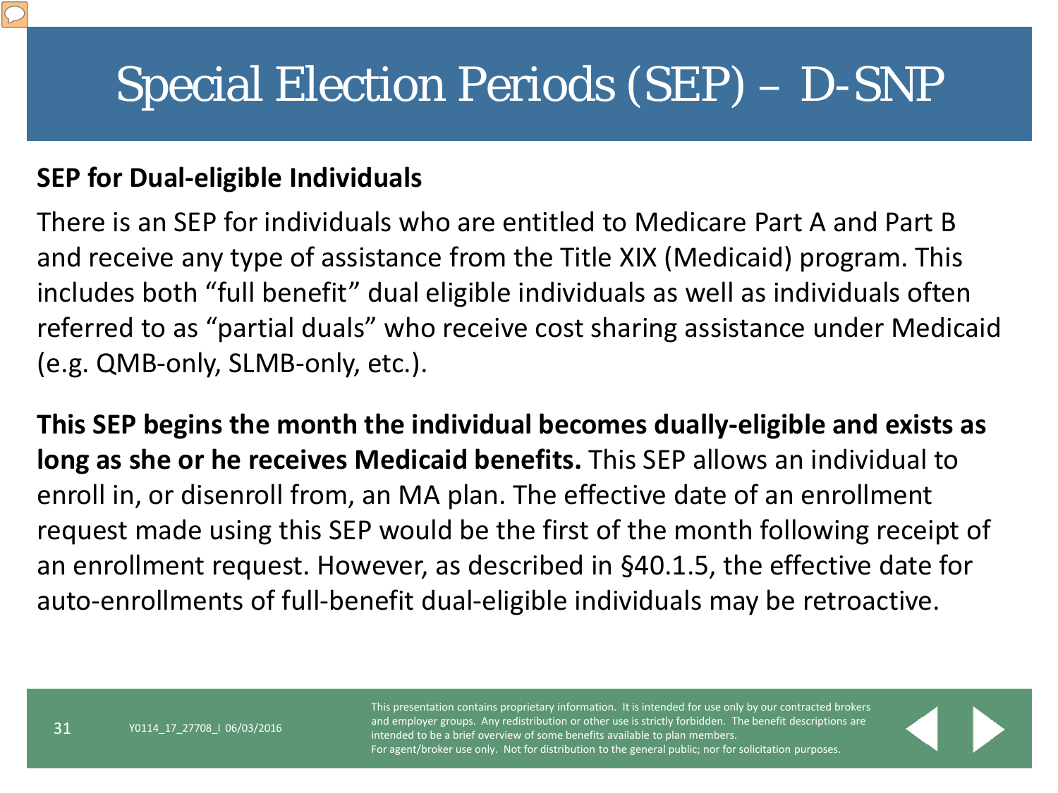# Special Election Periods (SEP) – D-SNP

**SEP for Dual-eligible Individuals**

There is an SEP for individuals who are entitled to Medicare Part A and Part B and receive any type of assistance from the Title XIX (Medicaid) program. This includes both "full benefit" dual eligible individuals as well as individuals often referred to as "partial duals" who receive cost sharing assistance under Medicaid (e.g. QMB-only, SLMB-only, etc.).

**This SEP begins the month the individual becomes dually-eligible and exists as long as she or he receives Medicaid benefits.** This SEP allows an individual to enroll in, or disenroll from, an MA plan. The effective date of an enrollment request made using this SEP would be the first of the month following receipt of an enrollment request. However, as described in §40.1.5, the effective date for auto-enrollments of full-benefit dual-eligible individuals may be retroactive.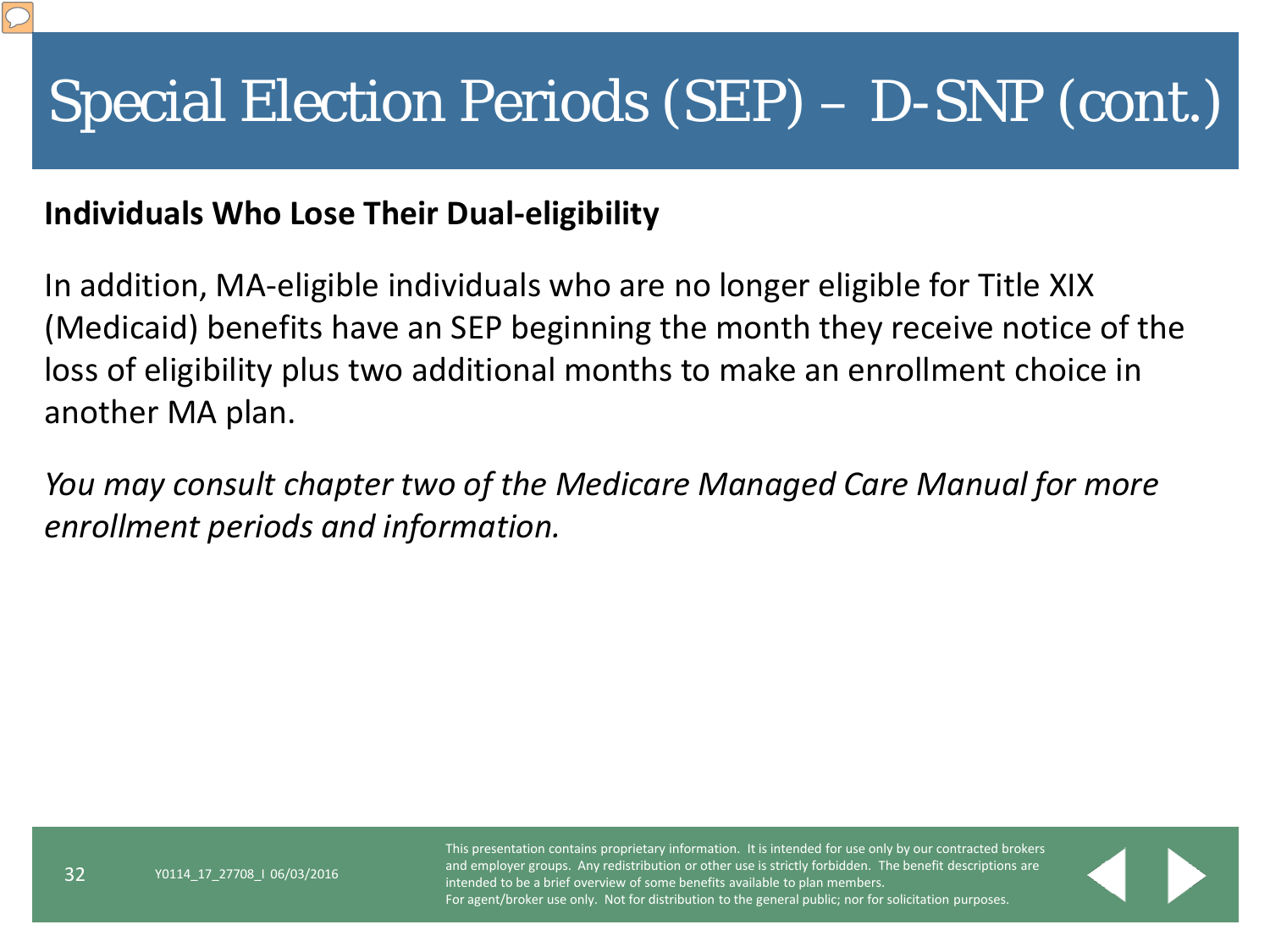# Special Election Periods (SEP) – D-SNP (cont.)

**Individuals Who Lose Their Dual-eligibility**

In addition, MA-eligible individuals who are no longer eligible for Title XIX (Medicaid) benefits have an SEP beginning the month they receive notice of the loss of eligibility plus two additional months to make an enrollment choice in another MA plan.

*You may consult chapter two of the Medicare Managed Care Manual for more enrollment periods and information.*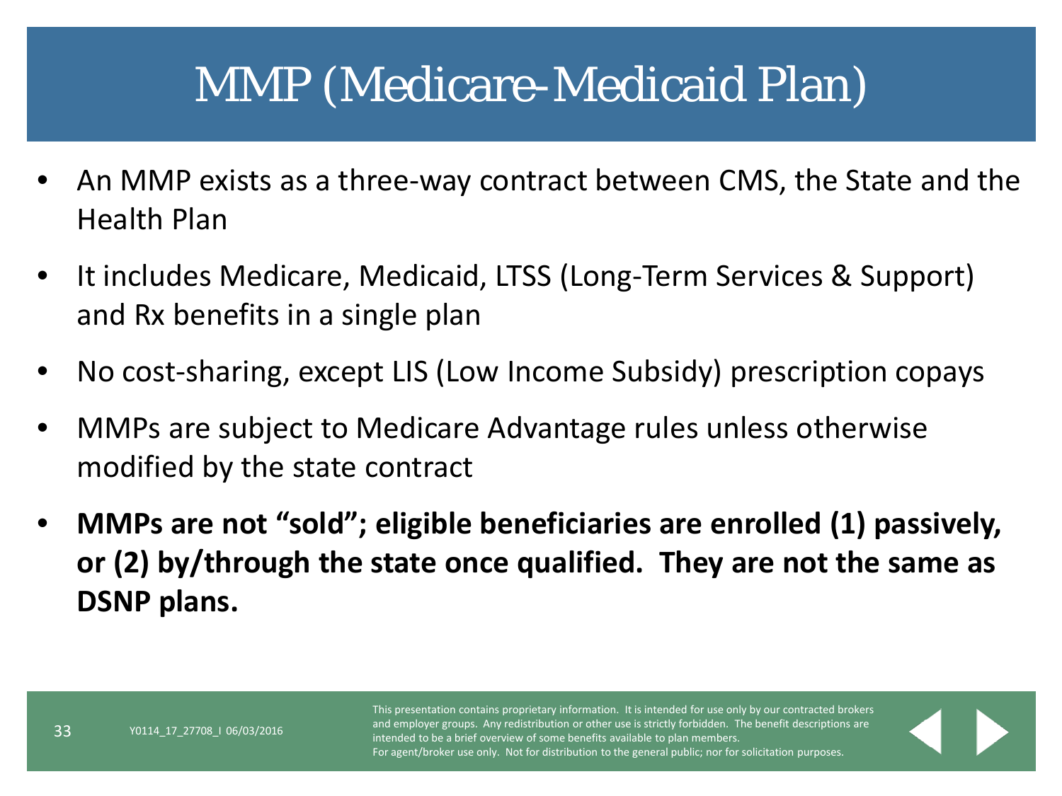# MMP (Medicare-Medicaid Plan)

- An MMP exists as a three-way contract between CMS, the State and the Health Plan
- It includes Medicare, Medicaid, LTSS (Long-Term Services & Support) and Rx benefits in a single plan
- No cost-sharing, except LIS (Low Income Subsidy) prescription copays
- MMPs are subject to Medicare Advantage rules unless otherwise modified by the state contract
- **MMPs are not “sold”; eligible beneficiaries are enrolled (1) passively, or (2) by/through the state once qualified. They are not the same as DSNP plans.**

Y0114_17_27708_I 06/03/2016

This presentation contains proprietary information. It is intended for use only by our contracted brokers and employer groups. Any redistribution or other use is strictly forbidden. The benefit descriptions are intended to be a brief overview of some benefits available to plan members.
For agent/broker use only. Not for distribution to the general public; nor for solicitation purposes.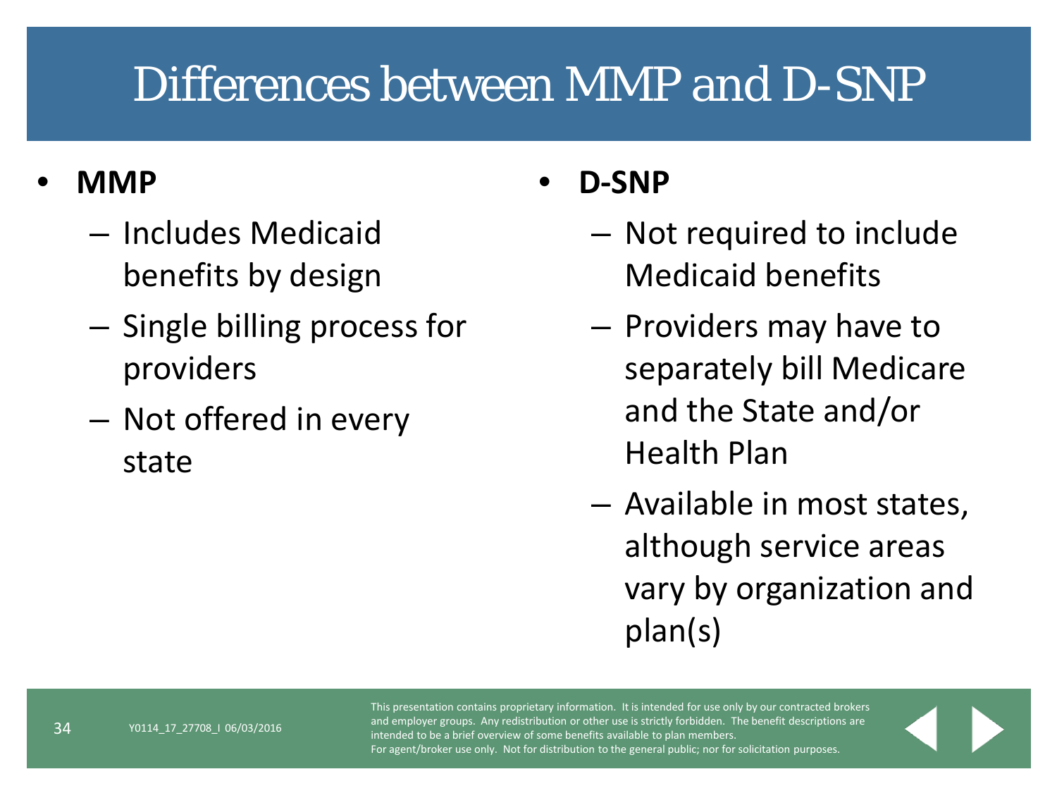# Differences between MMP and D-SNP

- **MMP**
  - Includes Medicaid benefits by design
  - Single billing process for providers
  - Not offered in every state

- **D-SNP**
  - Not required to include Medicaid benefits
  - Providers may have to separately bill Medicare and the State and/or Health Plan
  - Available in most states, although service areas vary by organization and plan(s)

Y0114_17_27708_I 06/03/2016

This presentation contains proprietary information. It is intended for use only by our contracted brokers and employer groups. Any redistribution or other use is strictly forbidden. The benefit descriptions are intended to be a brief overview of some benefits available to plan members.
For agent/broker use only. Not for distribution to the general public; nor for solicitation purposes.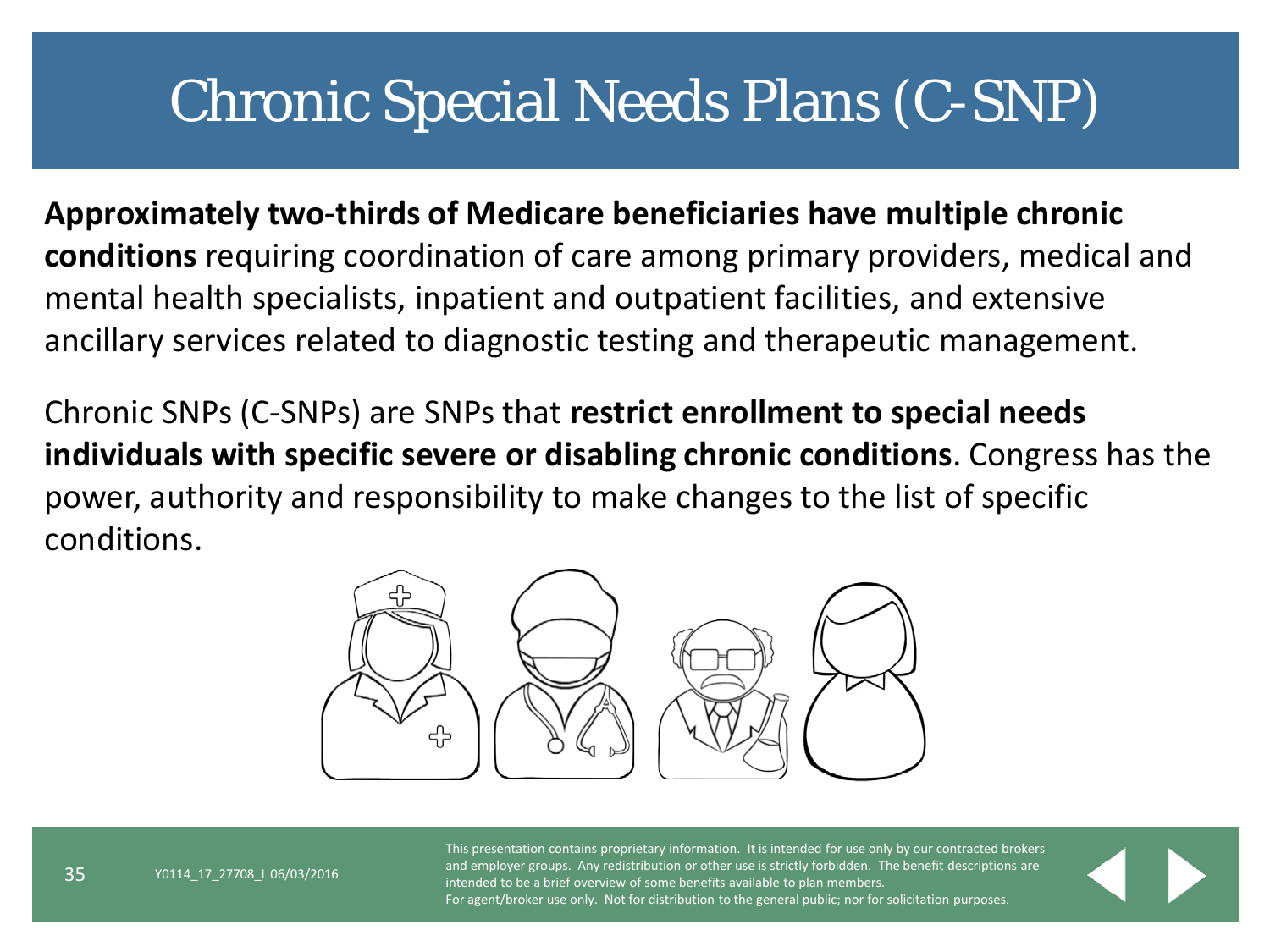# Chronic Special Needs Plans (C-SNP)

**Approximately two-thirds of Medicare beneficiaries have multiple chronic conditions** requiring coordination of care among primary providers, medical and mental health specialists, inpatient and outpatient facilities, and extensive ancillary services related to diagnostic testing and therapeutic management.

Chronic SNPs (C-SNPs) are SNPs that **restrict enrollment to special needs individuals with specific severe or disabling chronic conditions**. Congress has the power, authority and responsibility to make changes to the list of specific conditions.

Y0114_17_27708_I 06/03/2016

This presentation contains proprietary information. It is intended for use only by our contracted brokers and employer groups. Any redistribution or other use is strictly forbidden. The benefit descriptions are intended to be a brief overview of some benefits available to plan members.
For agent/broker use only. Not for distribution to the general public; nor for solicitation purposes.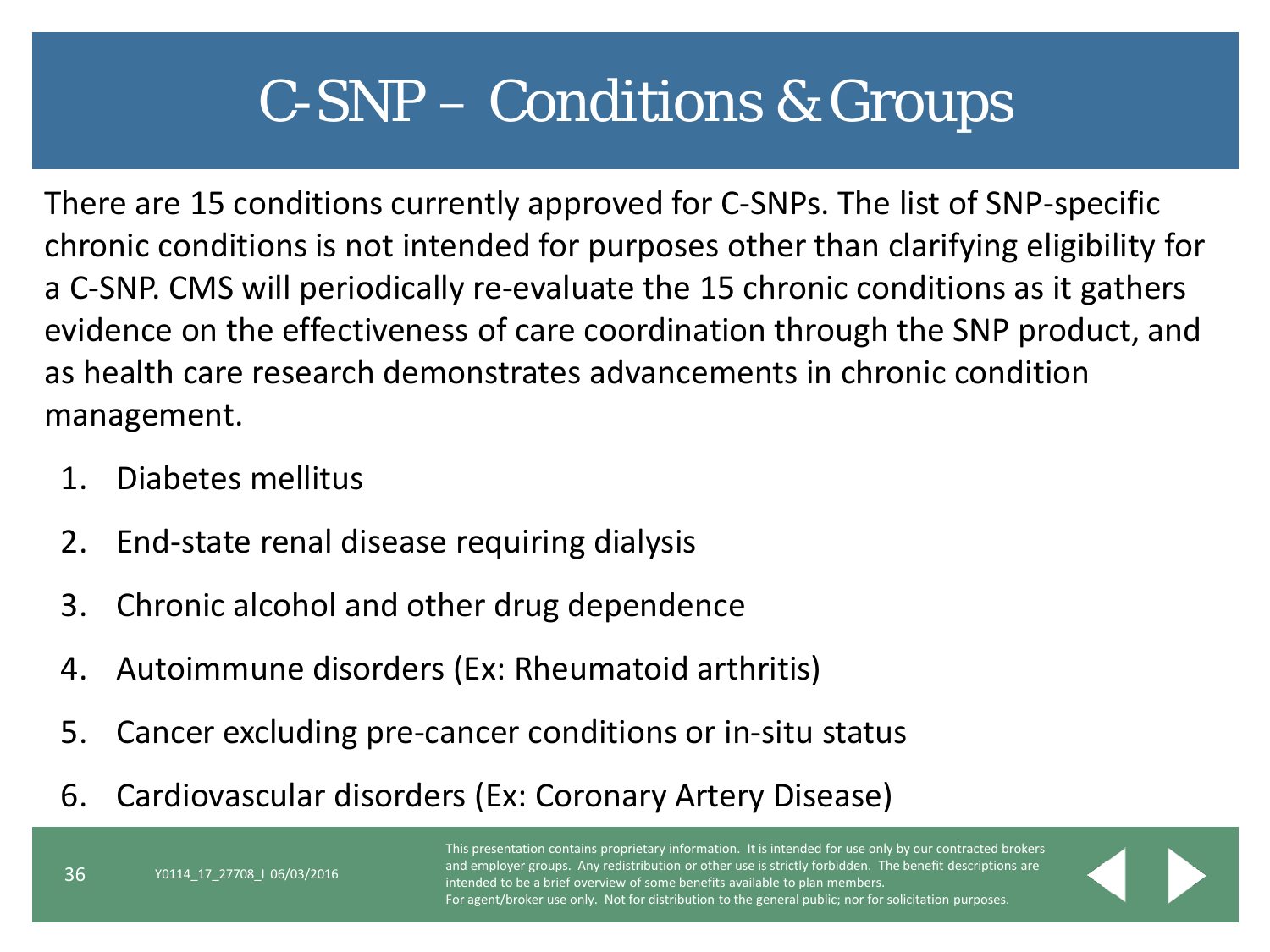# C-SNP – Conditions & Groups

There are 15 conditions currently approved for C-SNPs. The list of SNP-specific chronic conditions is not intended for purposes other than clarifying eligibility for a C-SNP. CMS will periodically re-evaluate the 15 chronic conditions as it gathers evidence on the effectiveness of care coordination through the SNP product, and as health care research demonstrates advancements in chronic condition management.

1. Diabetes mellitus
2. End-state renal disease requiring dialysis
3. Chronic alcohol and other drug dependence
4. Autoimmune disorders (Ex: Rheumatoid arthritis)
5. Cancer excluding pre-cancer conditions or in-situ status
6. Cardiovascular disorders (Ex: Coronary Artery Disease)

Y0114_17_27708_I 06/03/2016

This presentation contains proprietary information. It is intended for use only by our contracted brokers and employer groups. Any redistribution or other use is strictly forbidden. The benefit descriptions are intended to be a brief overview of some benefits available to plan members.
For agent/broker use only. Not for distribution to the general public; nor for solicitation purposes.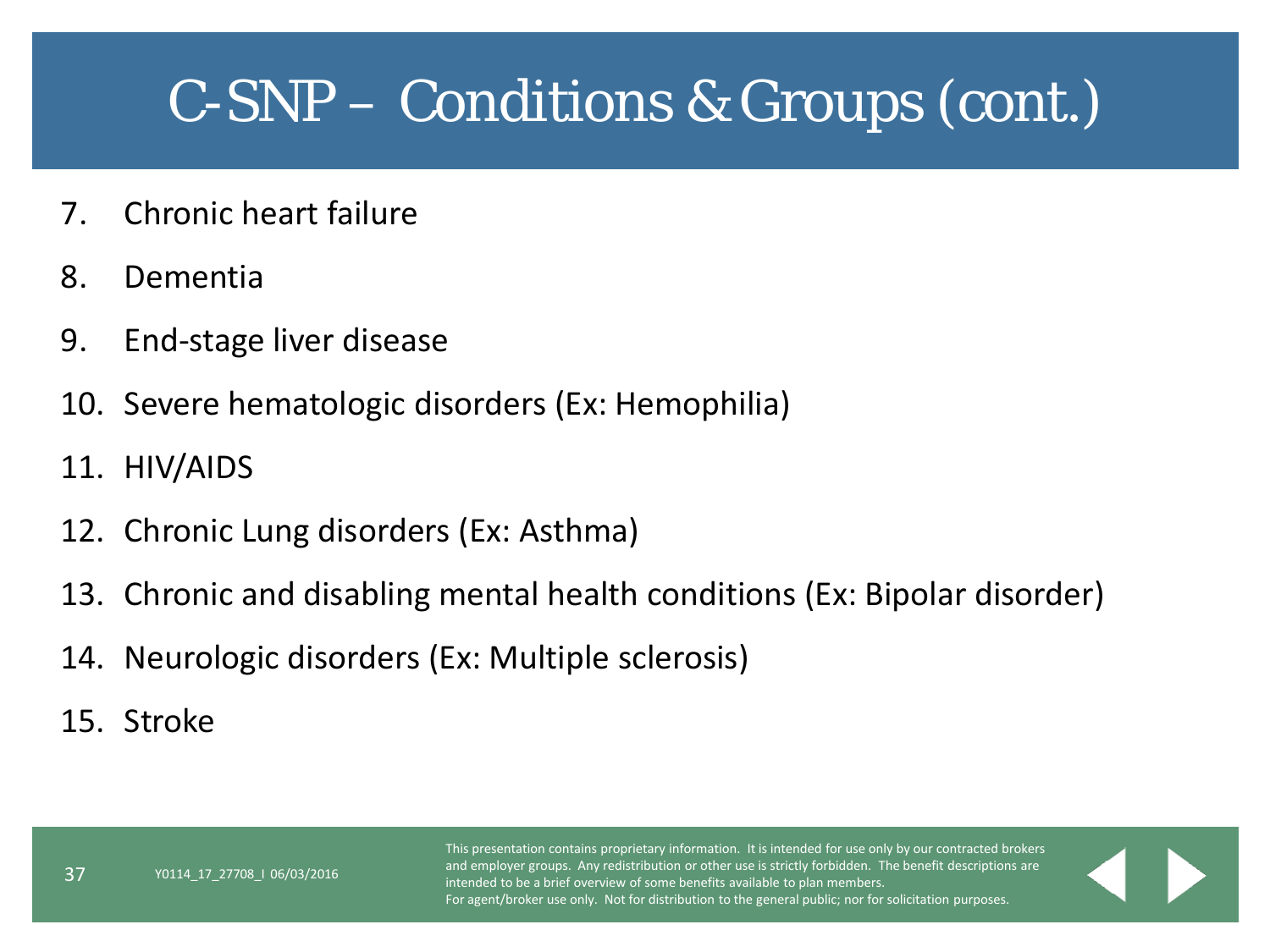# C-SNP – Conditions & Groups (cont.)

7. Chronic heart failure
8. Dementia
9. End-stage liver disease
10. Severe hematologic disorders (Ex: Hemophilia)
11. HIV/AIDS
12. Chronic Lung disorders (Ex: Asthma)
13. Chronic and disabling mental health conditions (Ex: Bipolar disorder)
14. Neurologic disorders (Ex: Multiple sclerosis)
15. Stroke

Y0114_17_27708_I 06/03/2016

This presentation contains proprietary information. It is intended for use only by our contracted brokers and employer groups. Any redistribution or other use is strictly forbidden. The benefit descriptions are intended to be a brief overview of some benefits available to plan members.
For agent/broker use only. Not for distribution to the general public; nor for solicitation purposes.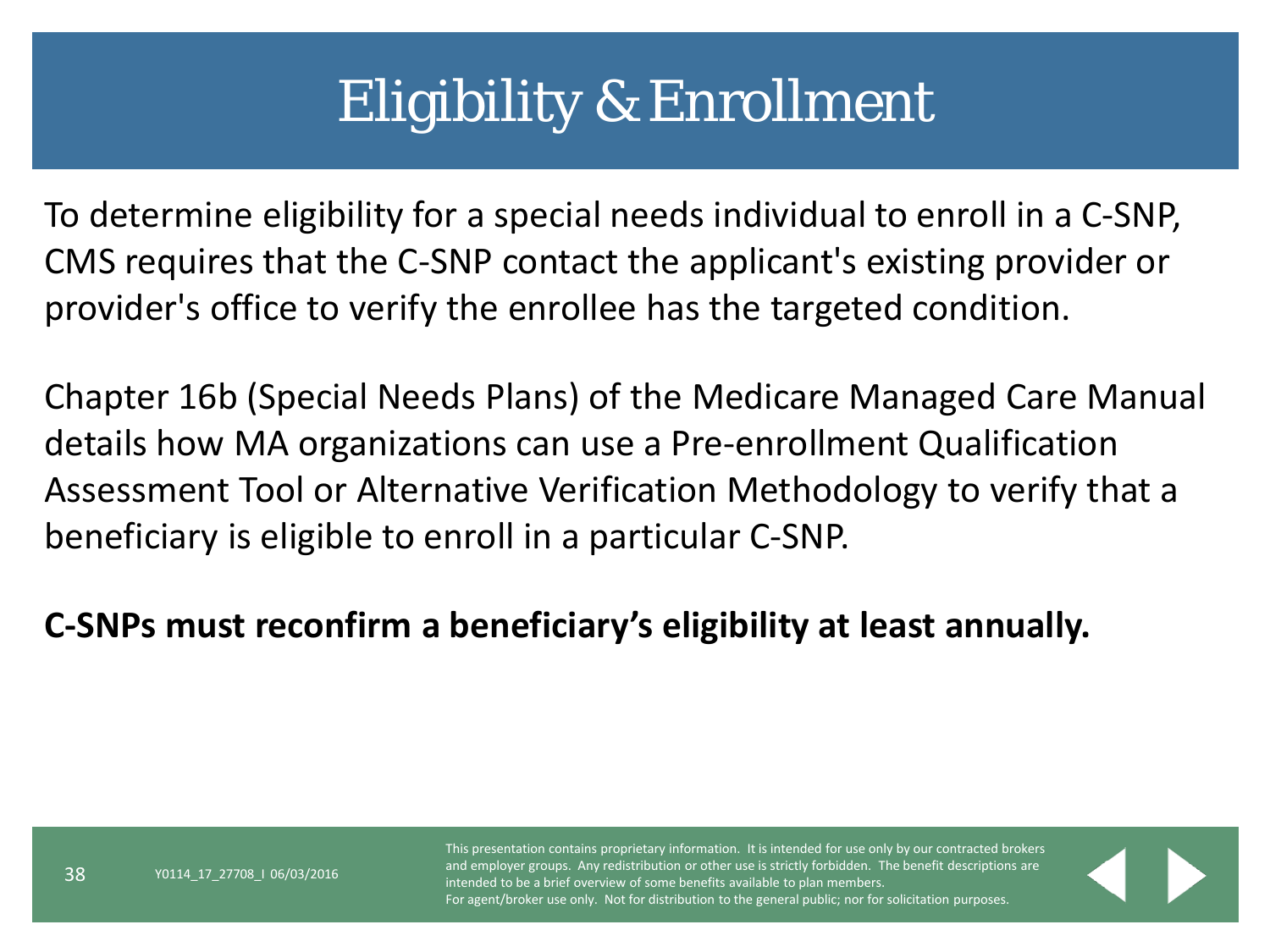# Eligibility & Enrollment

To determine eligibility for a special needs individual to enroll in a C-SNP, CMS requires that the C-SNP contact the applicant's existing provider or provider's office to verify the enrollee has the targeted condition.

Chapter 16b (Special Needs Plans) of the Medicare Managed Care Manual details how MA organizations can use a Pre-enrollment Qualification Assessment Tool or Alternative Verification Methodology to verify that a beneficiary is eligible to enroll in a particular C-SNP.

**C-SNPs must reconfirm a beneficiary's eligibility at least annually.**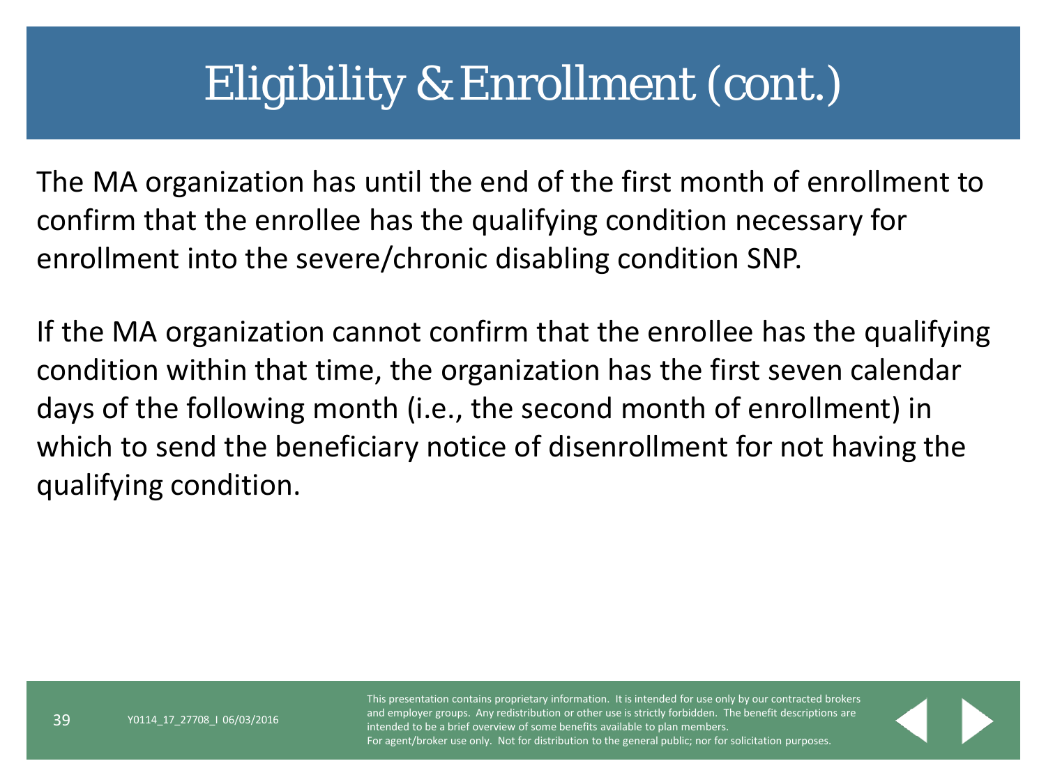# Eligibility & Enrollment (cont.)

The MA organization has until the end of the first month of enrollment to confirm that the enrollee has the qualifying condition necessary for enrollment into the severe/chronic disabling condition SNP.

If the MA organization cannot confirm that the enrollee has the qualifying condition within that time, the organization has the first seven calendar days of the following month (i.e., the second month of enrollment) in which to send the beneficiary notice of disenrollment for not having the qualifying condition.

Y0114_17_27708_I 06/03/2016

This presentation contains proprietary information. It is intended for use only by our contracted brokers and employer groups. Any redistribution or other use is strictly forbidden. The benefit descriptions are intended to be a brief overview of some benefits available to plan members.
For agent/broker use only. Not for distribution to the general public; nor for solicitation purposes.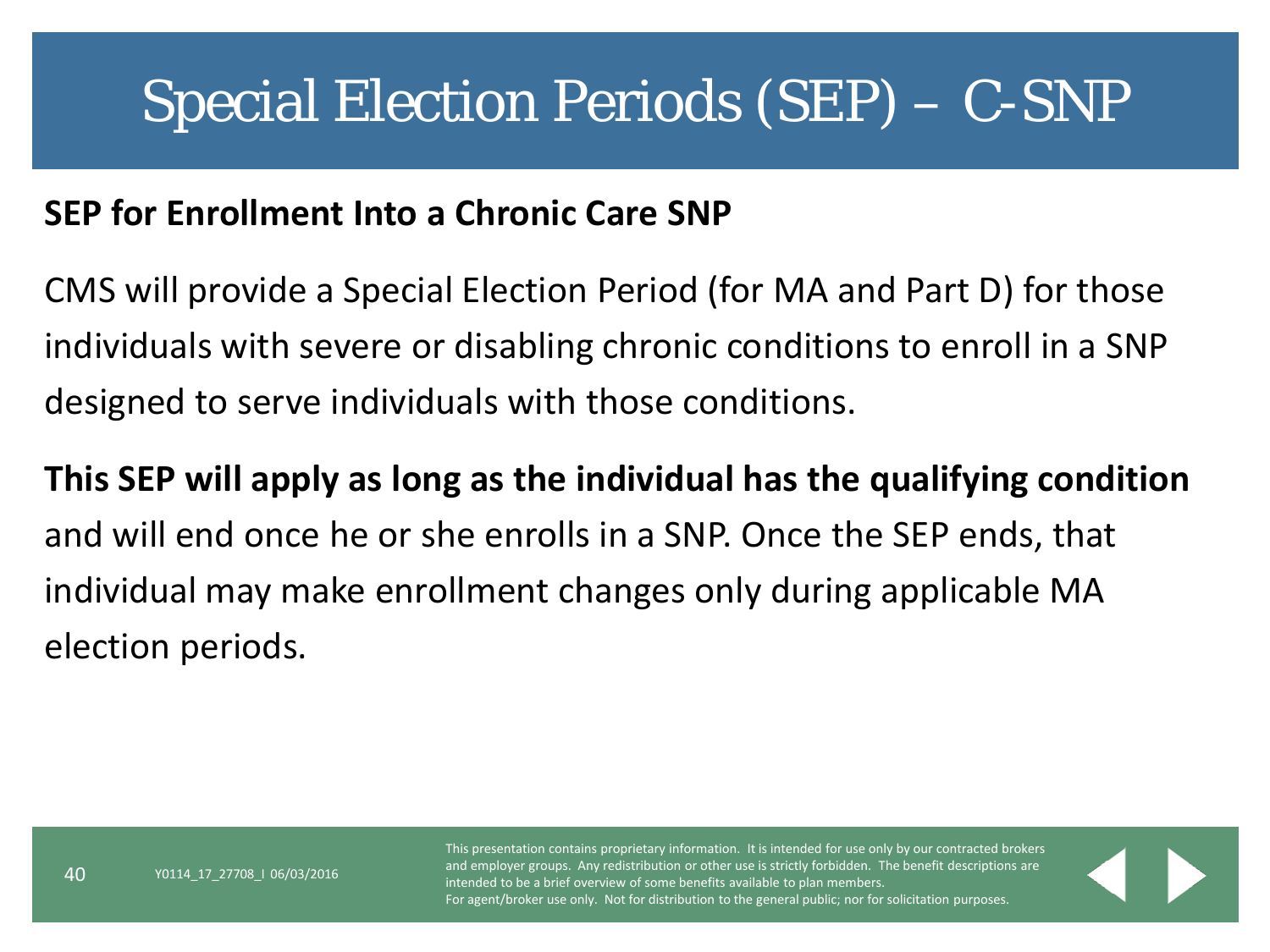# Special Election Periods (SEP) – C-SNP

**SEP for Enrollment Into a Chronic Care SNP**

CMS will provide a Special Election Period (for MA and Part D) for those individuals with severe or disabling chronic conditions to enroll in a SNP designed to serve individuals with those conditions.

**This SEP will apply as long as the individual has the qualifying condition** and will end once he or she enrolls in a SNP. Once the SEP ends, that individual may make enrollment changes only during applicable MA election periods.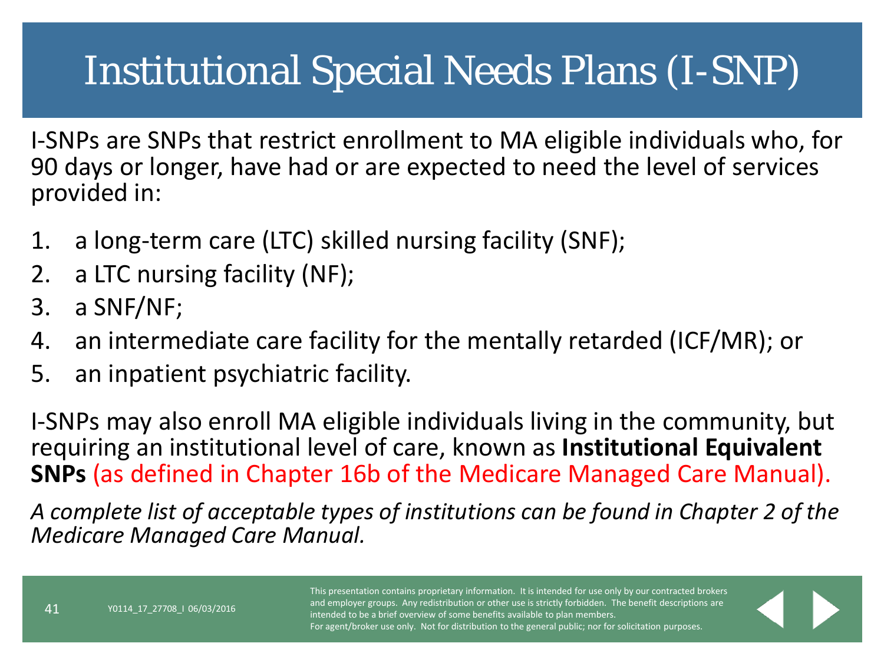# Institutional Special Needs Plans (I-SNP)

I-SNPs are SNPs that restrict enrollment to MA eligible individuals who, for 90 days or longer, have had or are expected to need the level of services provided in:

1. a long-term care (LTC) skilled nursing facility (SNF);
2. a LTC nursing facility (NF);
3. a SNF/NF;
4. an intermediate care facility for the mentally retarded (ICF/MR); or
5. an inpatient psychiatric facility.

I-SNPs may also enroll MA eligible individuals living in the community, but requiring an institutional level of care, known as **Institutional Equivalent SNPs** (as defined in Chapter 16b of the Medicare Managed Care Manual).

*A complete list of acceptable types of institutions can be found in Chapter 2 of the Medicare Managed Care Manual.*

Y0114_17_27708_I 06/03/2016

This presentation contains proprietary information. It is intended for use only by our contracted brokers and employer groups. Any redistribution or other use is strictly forbidden. The benefit descriptions are intended to be a brief overview of some benefits available to plan members.
For agent/broker use only. Not for distribution to the general public; nor for solicitation purposes.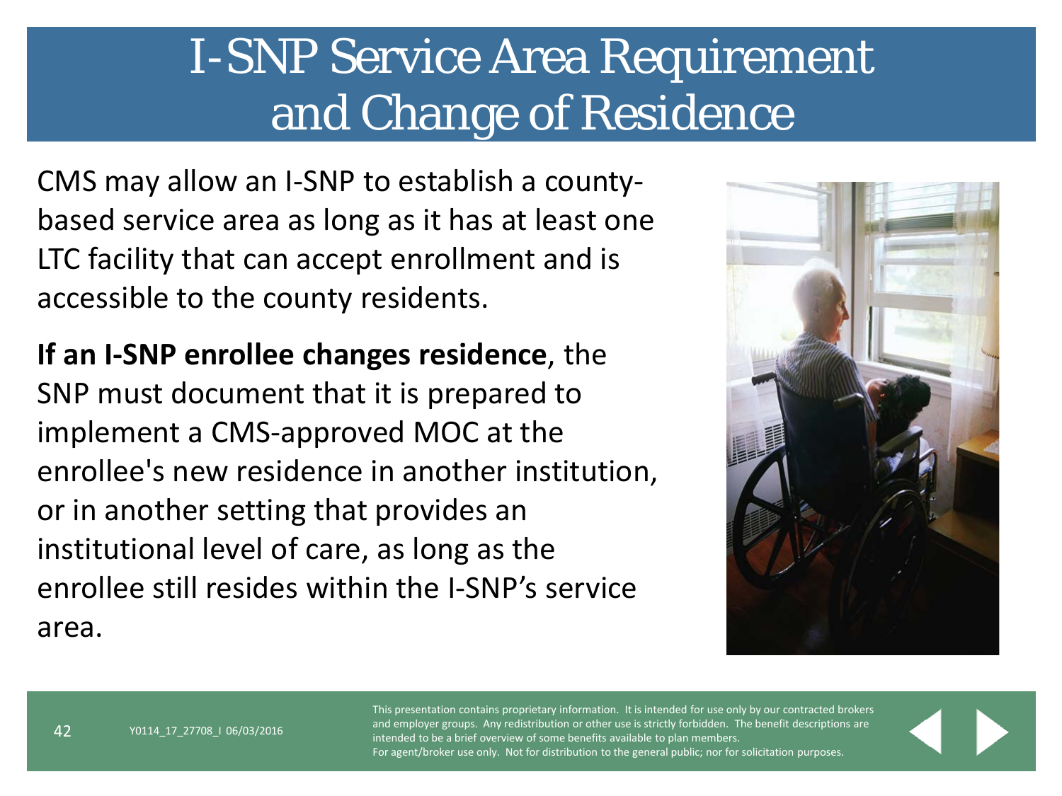# I-SNP Service Area Requirement and Change of Residence

CMS may allow an I-SNP to establish a county-based service area as long as it has at least one LTC facility that can accept enrollment and is accessible to the county residents.

**If an I-SNP enrollee changes residence**, the SNP must document that it is prepared to implement a CMS-approved MOC at the enrollee's new residence in another institution, or in another setting that provides an institutional level of care, as long as the enrollee still resides within the I-SNP's service area.

Y0114_17_27708_I 06/03/2016

This presentation contains proprietary information. It is intended for use only by our contracted brokers and employer groups. Any redistribution or other use is strictly forbidden. The benefit descriptions are intended to be a brief overview of some benefits available to plan members.
For agent/broker use only. Not for distribution to the general public; nor for solicitation purposes.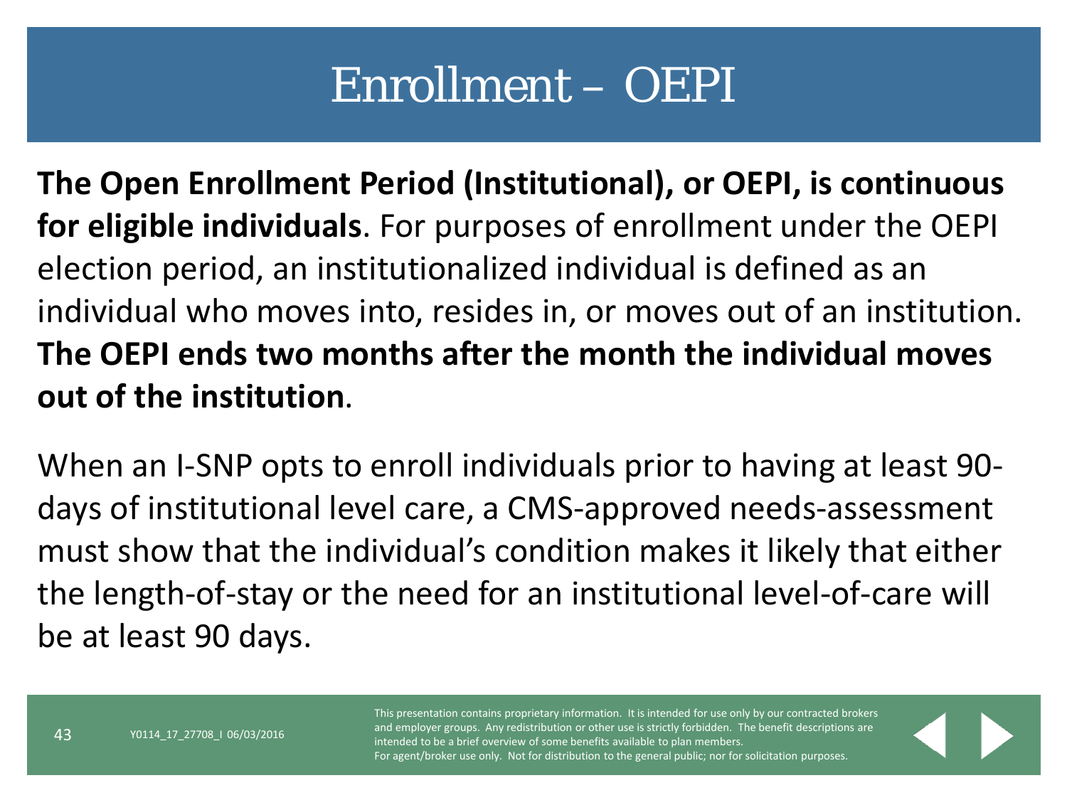# Enrollment – OEPI

**The Open Enrollment Period (Institutional), or OEPI, is continuous for eligible individuals**. For purposes of enrollment under the OEPI election period, an institutionalized individual is defined as an individual who moves into, resides in, or moves out of an institution. **The OEPI ends two months after the month the individual moves out of the institution**.

When an I-SNP opts to enroll individuals prior to having at least 90-days of institutional level care, a CMS-approved needs-assessment must show that the individual's condition makes it likely that either the length-of-stay or the need for an institutional level-of-care will be at least 90 days.

Y0114_17_27708_I 06/03/2016

This presentation contains proprietary information. It is intended for use only by our contracted brokers and employer groups. Any redistribution or other use is strictly forbidden. The benefit descriptions are intended to be a brief overview of some benefits available to plan members.
For agent/broker use only. Not for distribution to the general public; nor for solicitation purposes.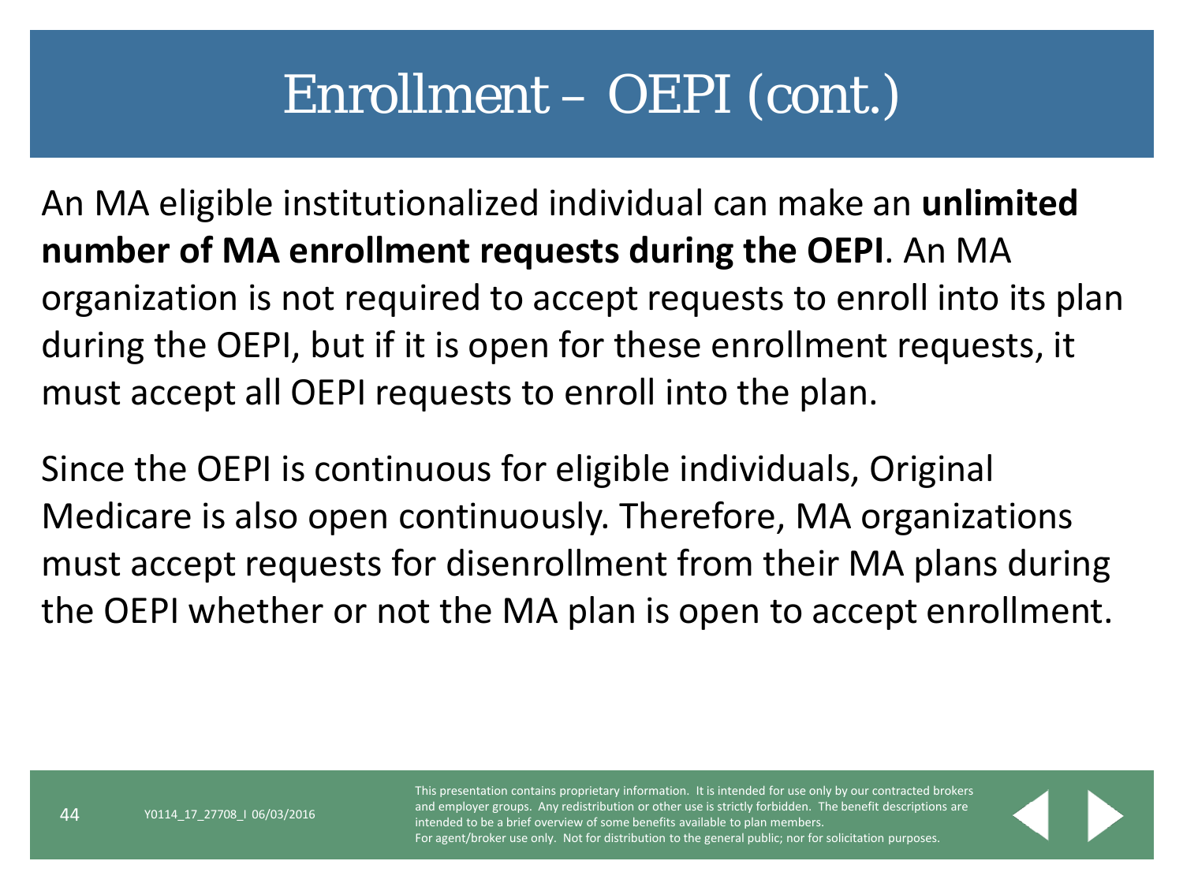# Enrollment – OEPI (cont.)

An MA eligible institutionalized individual can make an **unlimited number of MA enrollment requests during the OEPI**. An MA organization is not required to accept requests to enroll into its plan during the OEPI, but if it is open for these enrollment requests, it must accept all OEPI requests to enroll into the plan.

Since the OEPI is continuous for eligible individuals, Original Medicare is also open continuously. Therefore, MA organizations must accept requests for disenrollment from their MA plans during the OEPI whether or not the MA plan is open to accept enrollment.

Y0114_17_27708_I 06/03/2016

This presentation contains proprietary information. It is intended for use only by our contracted brokers and employer groups. Any redistribution or other use is strictly forbidden. The benefit descriptions are intended to be a brief overview of some benefits available to plan members.
For agent/broker use only. Not for distribution to the general public; nor for solicitation purposes.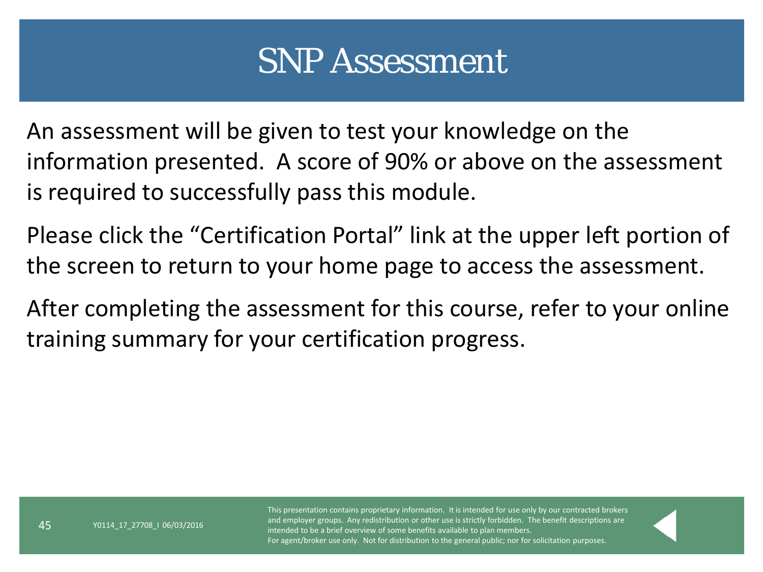# SNP Assessment

An assessment will be given to test your knowledge on the information presented. A score of 90% or above on the assessment is required to successfully pass this module.

Please click the "Certification Portal" link at the upper left portion of the screen to return to your home page to access the assessment.

After completing the assessment for this course, refer to your online training summary for your certification progress.

Y0114_17_27708_I 06/03/2016

This presentation contains proprietary information. It is intended for use only by our contracted brokers and employer groups. Any redistribution or other use is strictly forbidden. The benefit descriptions are intended to be a brief overview of some benefits available to plan members.
For agent/broker use only. Not for distribution to the general public; nor for solicitation purposes.